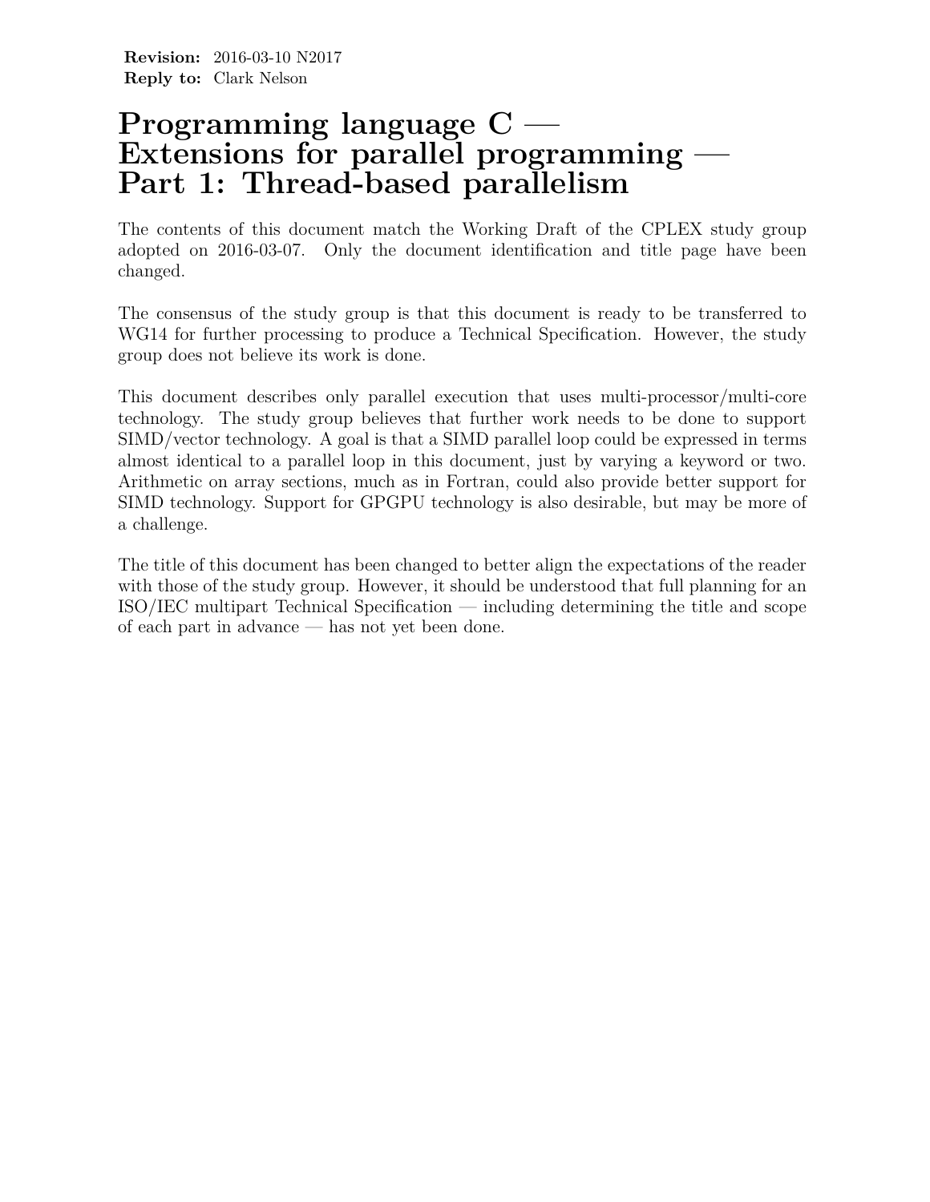**Revision:** 2016-03-10 N2017
**Reply to:** Clark Nelson

# Programming language C — Extensions for parallel programming — Part 1: Thread-based parallelism

The contents of this document match the Working Draft of the CPLEX study group adopted on 2016-03-07. Only the document identification and title page have been changed.

The consensus of the study group is that this document is ready to be transferred to WG14 for further processing to produce a Technical Specification. However, the study group does not believe its work is done.

This document describes only parallel execution that uses multi-processor/multi-core technology. The study group believes that further work needs to be done to support SIMD/vector technology. A goal is that a SIMD parallel loop could be expressed in terms almost identical to a parallel loop in this document, just by varying a keyword or two. Arithmetic on array sections, much as in Fortran, could also provide better support for SIMD technology. Support for GPGPU technology is also desirable, but may be more of a challenge.

The title of this document has been changed to better align the expectations of the reader with those of the study group. However, it should be understood that full planning for an ISO/IEC multipart Technical Specification — including determining the title and scope of each part in advance — has not yet been done.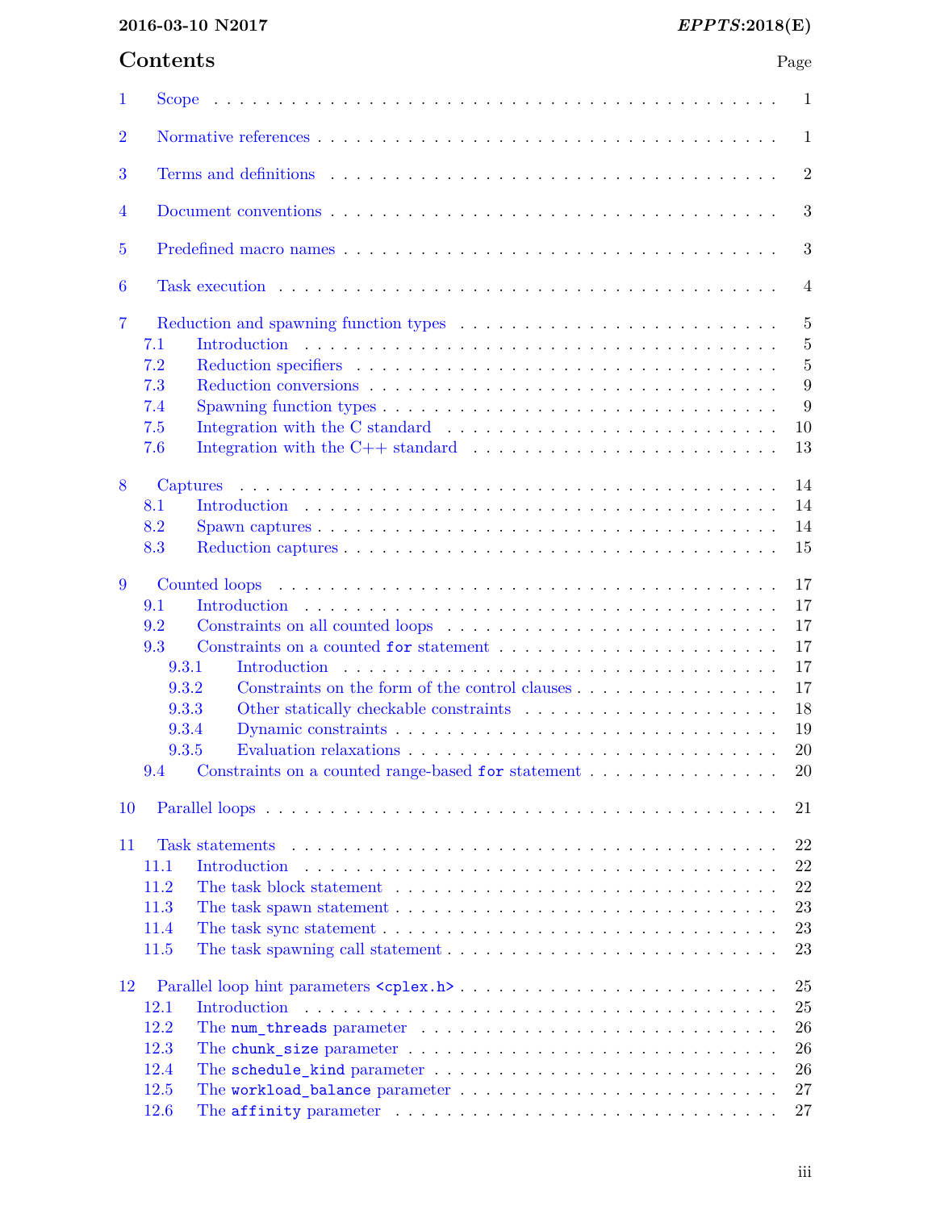# Contents

Page

1 Scope . . . . . . . . . . . . . . . . . . . . . . . . . . . . . . . . . . . . . . 1

2 Normative references . . . . . . . . . . . . . . . . . . . . . . . . . . . . . . . . 1

3 Terms and definitions . . . . . . . . . . . . . . . . . . . . . . . . . . . . . . . 2

4 Document conventions . . . . . . . . . . . . . . . . . . . . . . . . . . . . . . . 3

5 Predefined macro names . . . . . . . . . . . . . . . . . . . . . . . . . . . . . . 3

6 Task execution . . . . . . . . . . . . . . . . . . . . . . . . . . . . . . . . . . . 4

7 Reduction and spawning function types . . . . . . . . . . . . . . . . . . . . . . 5
  - 7.1 Introduction . . . . . . . . . . . . . . . . . . . . . . . . . . . . . . . . 5
  - 7.2 Reduction specifiers . . . . . . . . . . . . . . . . . . . . . . . . . . . . 5
  - 7.3 Reduction conversions . . . . . . . . . . . . . . . . . . . . . . . . . . . 9
  - 7.4 Spawning function types . . . . . . . . . . . . . . . . . . . . . . . . . . 9
  - 7.5 Integration with the C standard . . . . . . . . . . . . . . . . . . . . . . 10
  - 7.6 Integration with the C++ standard . . . . . . . . . . . . . . . . . . . . . 13

8 Captures . . . . . . . . . . . . . . . . . . . . . . . . . . . . . . . . . . . . . 14
  - 8.1 Introduction . . . . . . . . . . . . . . . . . . . . . . . . . . . . . . . . 14
  - 8.2 Spawn captures . . . . . . . . . . . . . . . . . . . . . . . . . . . . . . . 14
  - 8.3 Reduction captures . . . . . . . . . . . . . . . . . . . . . . . . . . . . . 15

9 Counted loops . . . . . . . . . . . . . . . . . . . . . . . . . . . . . . . . . . . 17
  - 9.1 Introduction . . . . . . . . . . . . . . . . . . . . . . . . . . . . . . . . 17
  - 9.2 Constraints on all counted loops . . . . . . . . . . . . . . . . . . . . . . 17
  - 9.3 Constraints on a counted `for` statement . . . . . . . . . . . . . . . . . . 17
    - 9.3.1 Introduction . . . . . . . . . . . . . . . . . . . . . . . . . . . . . 17
    - 9.3.2 Constraints on the form of the control clauses . . . . . . . . . . . . 17
    - 9.3.3 Other statically checkable constraints . . . . . . . . . . . . . . . . 18
    - 9.3.4 Dynamic constraints . . . . . . . . . . . . . . . . . . . . . . . . . . 19
    - 9.3.5 Evaluation relaxations . . . . . . . . . . . . . . . . . . . . . . . . 20
  - 9.4 Constraints on a counted range-based `for` statement . . . . . . . . . . . . 20

10 Parallel loops . . . . . . . . . . . . . . . . . . . . . . . . . . . . . . . . . . 21

11 Task statements . . . . . . . . . . . . . . . . . . . . . . . . . . . . . . . . . 22
  - 11.1 Introduction . . . . . . . . . . . . . . . . . . . . . . . . . . . . . . . 22
  - 11.2 The task block statement . . . . . . . . . . . . . . . . . . . . . . . . . 22
  - 11.3 The task spawn statement . . . . . . . . . . . . . . . . . . . . . . . . . 23
  - 11.4 The task sync statement . . . . . . . . . . . . . . . . . . . . . . . . . . 23
  - 11.5 The task spawning call statement . . . . . . . . . . . . . . . . . . . . . 23

12 Parallel loop hint parameters `<cplex.h>` . . . . . . . . . . . . . . . . . . . . 25
  - 12.1 Introduction . . . . . . . . . . . . . . . . . . . . . . . . . . . . . . . 25
  - 12.2 The `num_threads` parameter . . . . . . . . . . . . . . . . . . . . . . . 26
  - 12.3 The `chunk_size` parameter . . . . . . . . . . . . . . . . . . . . . . . . 26
  - 12.4 The `schedule_kind` parameter . . . . . . . . . . . . . . . . . . . . . . 26
  - 12.5 The `workload_balance` parameter . . . . . . . . . . . . . . . . . . . . . 27
  - 12.6 The `affinity` parameter . . . . . . . . . . . . . . . . . . . . . . . . . 27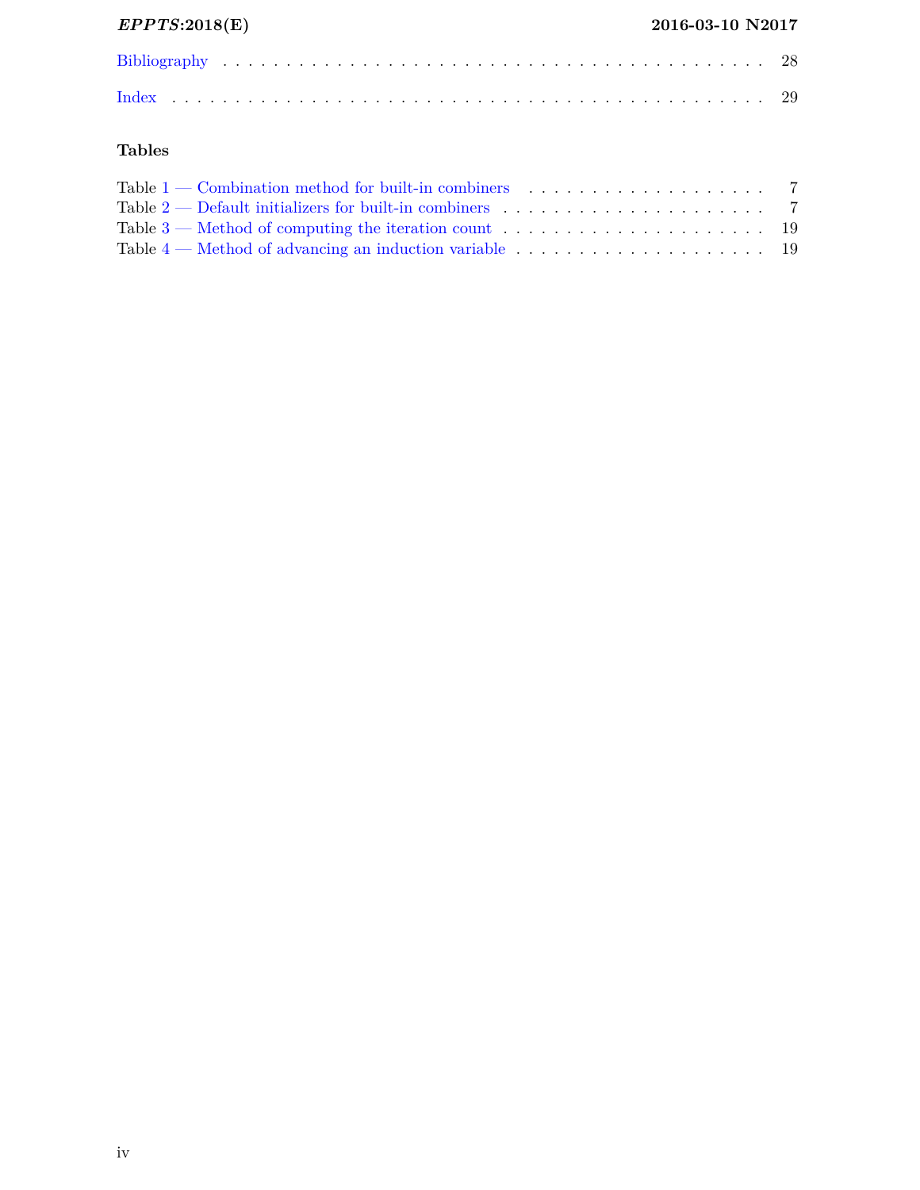Bibliography . . . . . . . . . . . . . . . . . . . . . . . . . . . . . . . . . . . . . . . . . . . 28

Index . . . . . . . . . . . . . . . . . . . . . . . . . . . . . . . . . . . . . . . . . . . . . . . 29

### Tables

Table 1 — Combination method for built-in combiners . . . . . . . . . . . . . . . . . . . . 7
Table 2 — Default initializers for built-in combiners . . . . . . . . . . . . . . . . . . . . 7
Table 3 — Method of computing the iteration count . . . . . . . . . . . . . . . . . . . . 19
Table 4 — Method of advancing an induction variable . . . . . . . . . . . . . . . . . . . . 19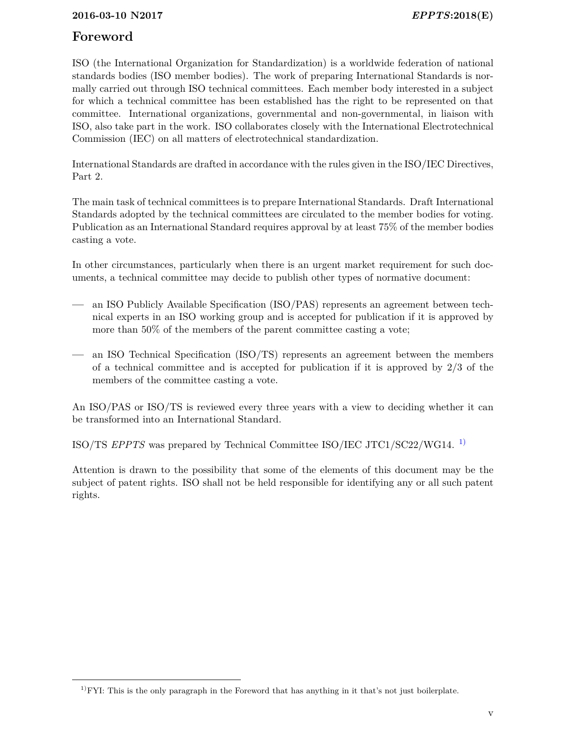# Foreword

ISO (the International Organization for Standardization) is a worldwide federation of national standards bodies (ISO member bodies). The work of preparing International Standards is normally carried out through ISO technical committees. Each member body interested in a subject for which a technical committee has been established has the right to be represented on that committee. International organizations, governmental and non-governmental, in liaison with ISO, also take part in the work. ISO collaborates closely with the International Electrotechnical Commission (IEC) on all matters of electrotechnical standardization.

International Standards are drafted in accordance with the rules given in the ISO/IEC Directives, Part 2.

The main task of technical committees is to prepare International Standards. Draft International Standards adopted by the technical committees are circulated to the member bodies for voting. Publication as an International Standard requires approval by at least 75% of the member bodies casting a vote.

In other circumstances, particularly when there is an urgent market requirement for such documents, a technical committee may decide to publish other types of normative document:

- an ISO Publicly Available Specification (ISO/PAS) represents an agreement between technical experts in an ISO working group and is accepted for publication if it is approved by more than 50% of the members of the parent committee casting a vote;
- an ISO Technical Specification (ISO/TS) represents an agreement between the members of a technical committee and is accepted for publication if it is approved by 2/3 of the members of the committee casting a vote.

An ISO/PAS or ISO/TS is reviewed every three years with a view to deciding whether it can be transformed into an International Standard.

ISO/TS *EPPTS* was prepared by Technical Committee ISO/IEC JTC1/SC22/WG14. [1)]

Attention is drawn to the possibility that some of the elements of this document may be the subject of patent rights. ISO shall not be held responsible for identifying any or all such patent rights.

[1)] FYI: This is the only paragraph in the Foreword that has anything in it that's not just boilerplate.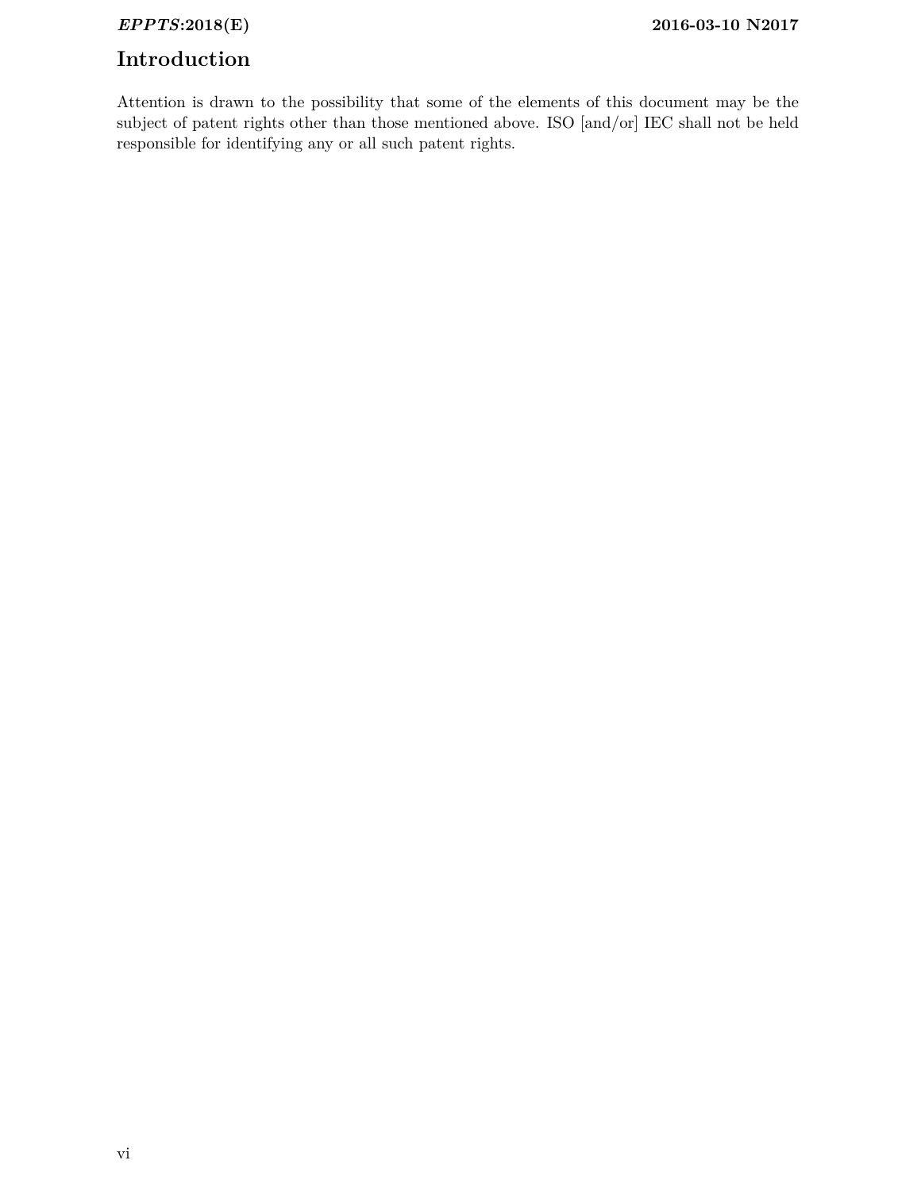## Introduction

Attention is drawn to the possibility that some of the elements of this document may be the subject of patent rights other than those mentioned above. ISO [and/or] IEC shall not be held responsible for identifying any or all such patent rights.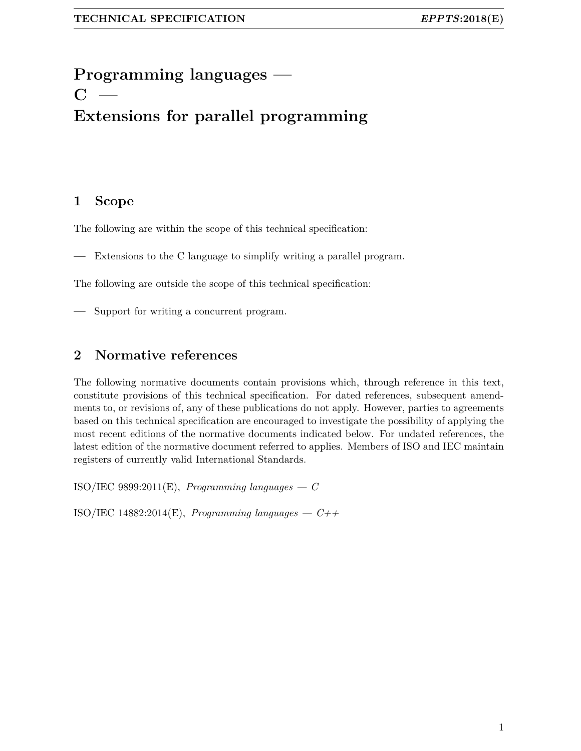# Programming languages — C — Extensions for parallel programming

## 1 Scope

The following are within the scope of this technical specification:

— Extensions to the C language to simplify writing a parallel program.

The following are outside the scope of this technical specification:

— Support for writing a concurrent program.

## 2 Normative references

The following normative documents contain provisions which, through reference in this text, constitute provisions of this technical specification. For dated references, subsequent amendments to, or revisions of, any of these publications do not apply. However, parties to agreements based on this technical specification are encouraged to investigate the possibility of applying the most recent editions of the normative documents indicated below. For undated references, the latest edition of the normative document referred to applies. Members of ISO and IEC maintain registers of currently valid International Standards.

ISO/IEC 9899:2011(E), *Programming languages — C*

ISO/IEC 14882:2014(E), *Programming languages — C++*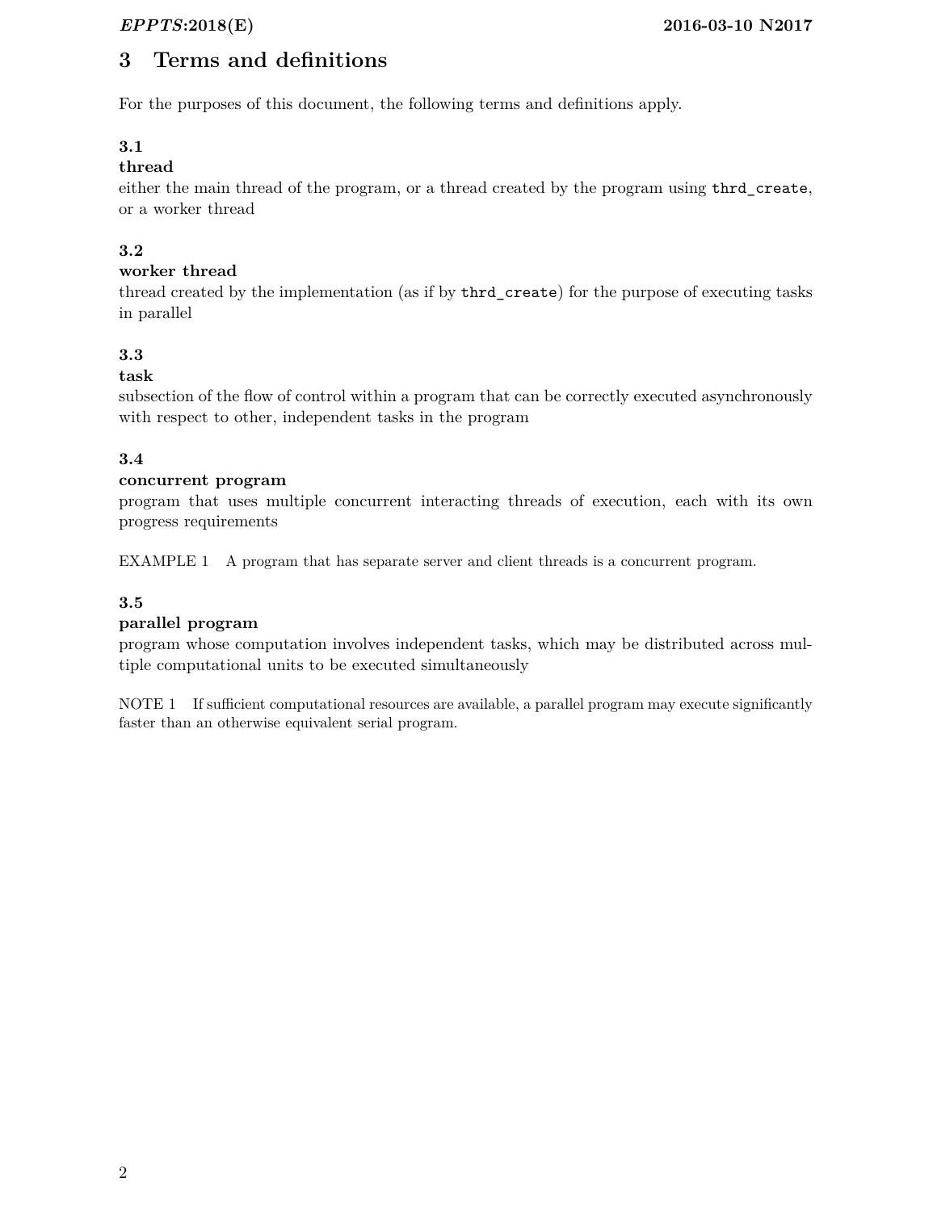# 3 Terms and definitions

For the purposes of this document, the following terms and definitions apply.

**3.1**
**thread**
either the main thread of the program, or a thread created by the program using `thrd_create`, or a worker thread

**3.2**
**worker thread**
thread created by the implementation (as if by `thrd_create`) for the purpose of executing tasks in parallel

**3.3**
**task**
subsection of the flow of control within a program that can be correctly executed asynchronously with respect to other, independent tasks in the program

**3.4**
**concurrent program**
program that uses multiple concurrent interacting threads of execution, each with its own progress requirements

EXAMPLE 1 A program that has separate server and client threads is a concurrent program.

**3.5**
**parallel program**
program whose computation involves independent tasks, which may be distributed across multiple computational units to be executed simultaneously

NOTE 1 If sufficient computational resources are available, a parallel program may execute significantly faster than an otherwise equivalent serial program.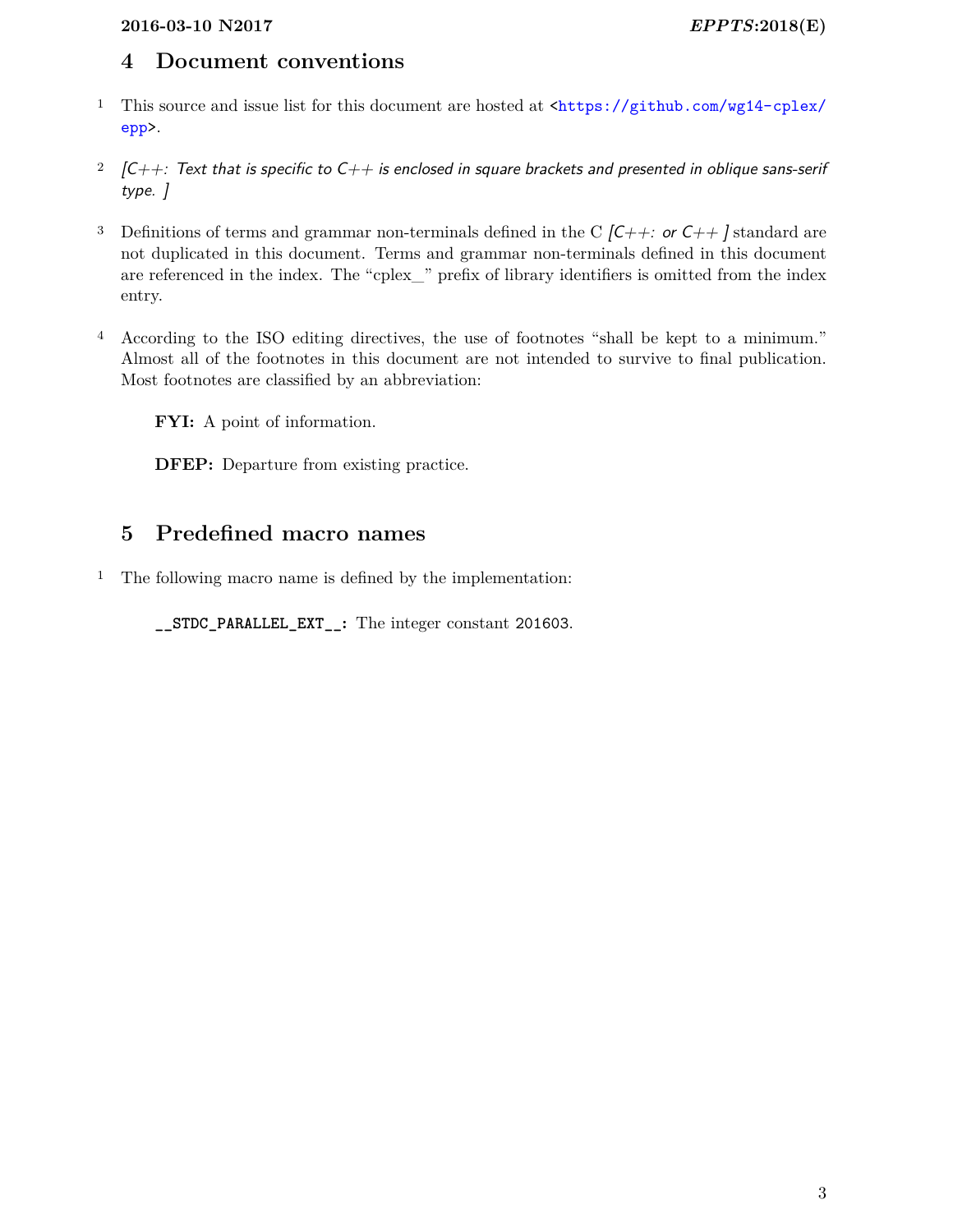# 4 Document conventions

1 This source and issue list for this document are hosted at <https://github.com/wg14-cplex/epp>.

2 *[C++: Text that is specific to C++ is enclosed in square brackets and presented in oblique sans-serif type. ]*

3 Definitions of terms and grammar non-terminals defined in the C *[C++: or C++ ]* standard are not duplicated in this document. Terms and grammar non-terminals defined in this document are referenced in the index. The "cplex_" prefix of library identifiers is omitted from the index entry.

4 According to the ISO editing directives, the use of footnotes "shall be kept to a minimum." Almost all of the footnotes in this document are not intended to survive to final publication. Most footnotes are classified by an abbreviation:

> **FYI:** A point of information.
>
> **DFEP:** Departure from existing practice.

# 5 Predefined macro names

1 The following macro name is defined by the implementation:

> **`__STDC_PARALLEL_EXT__`:** The integer constant `201603`.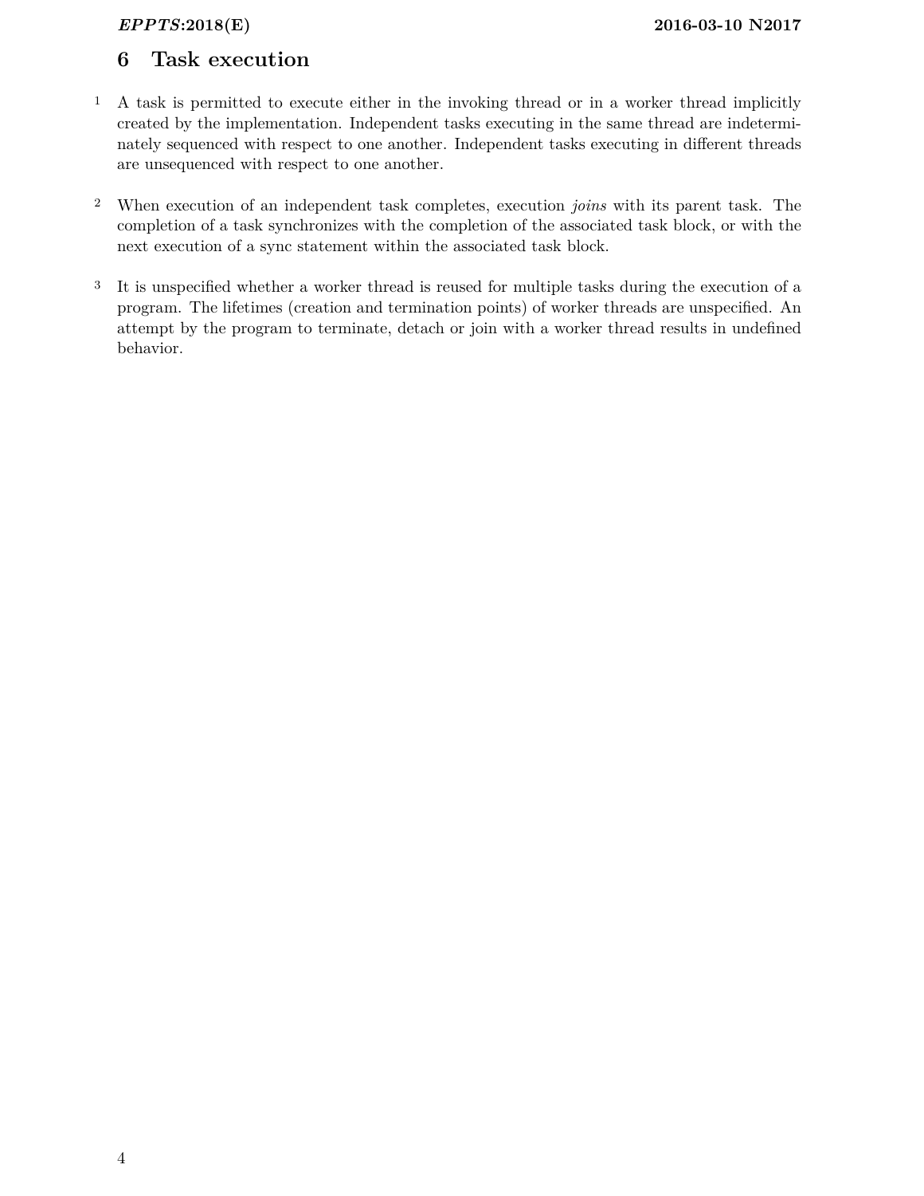# 6 Task execution

1 A task is permitted to execute either in the invoking thread or in a worker thread implicitly created by the implementation. Independent tasks executing in the same thread are indeterminately sequenced with respect to one another. Independent tasks executing in different threads are unsequenced with respect to one another.

2 When execution of an independent task completes, execution *joins* with its parent task. The completion of a task synchronizes with the completion of the associated task block, or with the next execution of a sync statement within the associated task block.

3 It is unspecified whether a worker thread is reused for multiple tasks during the execution of a program. The lifetimes (creation and termination points) of worker threads are unspecified. An attempt by the program to terminate, detach or join with a worker thread results in undefined behavior.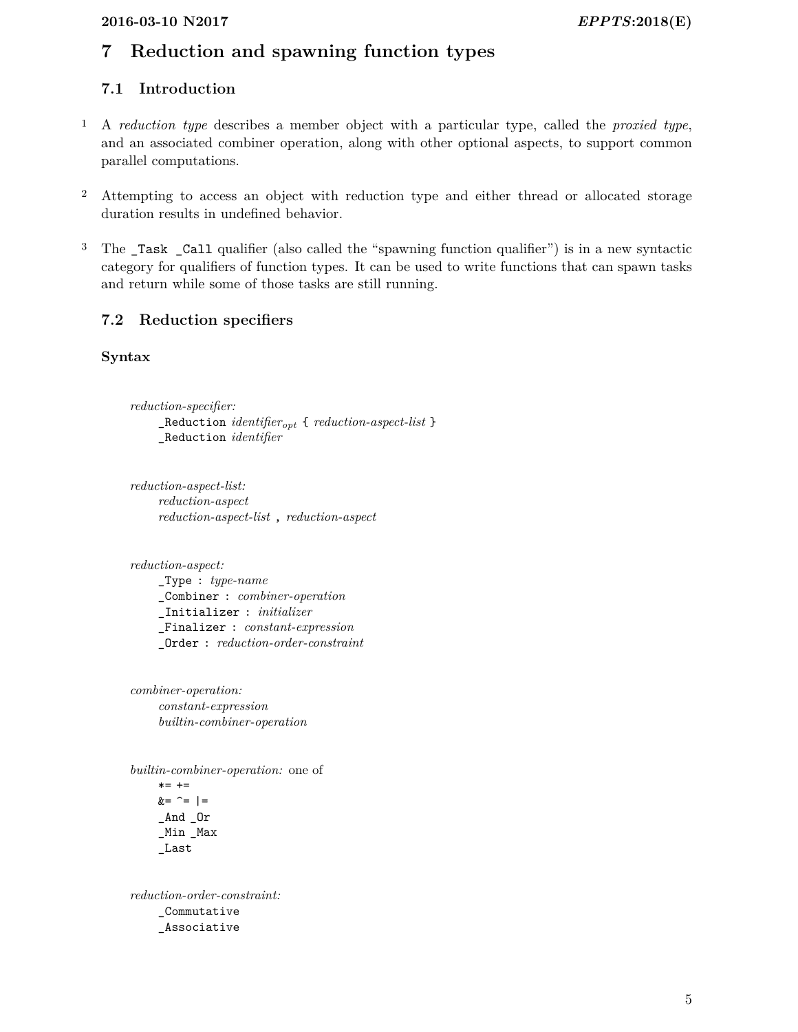# 7 Reduction and spawning function types

## 7.1 Introduction

1 A *reduction type* describes a member object with a particular type, called the *proxied type*, and an associated combiner operation, along with other optional aspects, to support common parallel computations.

2 Attempting to access an object with reduction type and either thread or allocated storage duration results in undefined behavior.

3 The `_Task _Call` qualifier (also called the "spawning function qualifier") is in a new syntactic category for qualifiers of function types. It can be used to write functions that can spawn tasks and return while some of those tasks are still running.

## 7.2 Reduction specifiers

### Syntax

*reduction-specifier:*
&nbsp;&nbsp;&nbsp;&nbsp;`_Reduction` *identifier$_{opt}$* `{` *reduction-aspect-list* `}`
&nbsp;&nbsp;&nbsp;&nbsp;`_Reduction` *identifier*

*reduction-aspect-list:*
&nbsp;&nbsp;&nbsp;&nbsp;*reduction-aspect*
&nbsp;&nbsp;&nbsp;&nbsp;*reduction-aspect-list* `,` *reduction-aspect*

*reduction-aspect:*
&nbsp;&nbsp;&nbsp;&nbsp;`_Type :` *type-name*
&nbsp;&nbsp;&nbsp;&nbsp;`_Combiner :` *combiner-operation*
&nbsp;&nbsp;&nbsp;&nbsp;`_Initializer :` *initializer*
&nbsp;&nbsp;&nbsp;&nbsp;`_Finalizer :` *constant-expression*
&nbsp;&nbsp;&nbsp;&nbsp;`_Order :` *reduction-order-constraint*

*combiner-operation:*
&nbsp;&nbsp;&nbsp;&nbsp;*constant-expression*
&nbsp;&nbsp;&nbsp;&nbsp;*builtin-combiner-operation*

*builtin-combiner-operation:* one of
```
*= +=
&= ^= |=
_And _Or
_Min _Max
_Last
```

*reduction-order-constraint:*
&nbsp;&nbsp;&nbsp;&nbsp;`_Commutative`
&nbsp;&nbsp;&nbsp;&nbsp;`_Associative`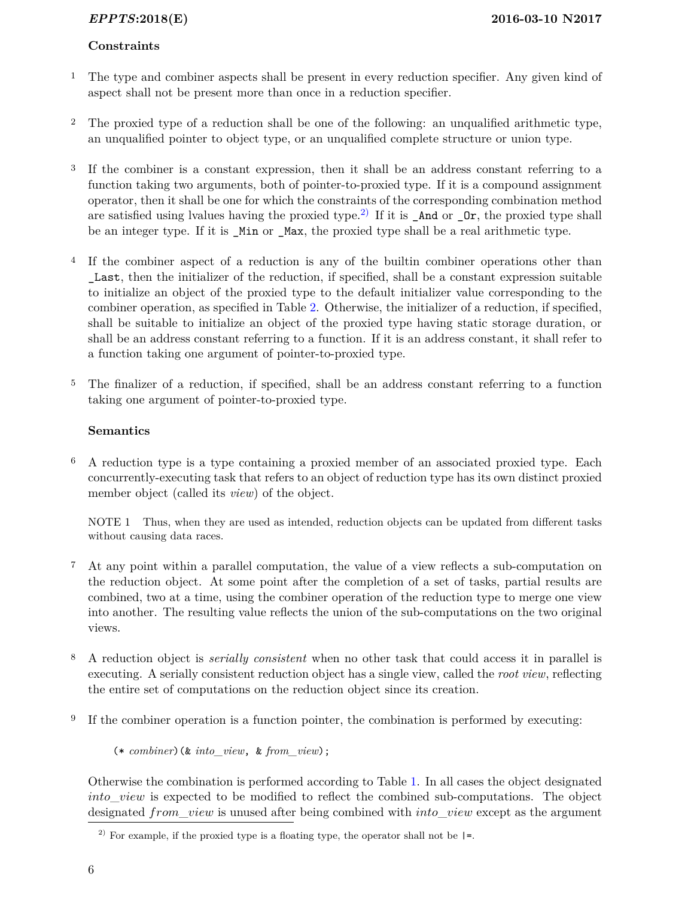**Constraints**

1 The type and combiner aspects shall be present in every reduction specifier. Any given kind of aspect shall not be present more than once in a reduction specifier.

2 The proxied type of a reduction shall be one of the following: an unqualified arithmetic type, an unqualified pointer to object type, or an unqualified complete structure or union type.

3 If the combiner is a constant expression, then it shall be an address constant referring to a function taking two arguments, both of pointer-to-proxied type. If it is a compound assignment operator, then it shall be one for which the constraints of the corresponding combination method are satisfied using lvalues having the proxied type.[2] If it is `_And` or `_Or`, the proxied type shall be an integer type. If it is `_Min` or `_Max`, the proxied type shall be a real arithmetic type.

4 If the combiner aspect of a reduction is any of the builtin combiner operations other than `_Last`, then the initializer of the reduction, if specified, shall be a constant expression suitable to initialize an object of the proxied type to the default initializer value corresponding to the combiner operation, as specified in Table 2. Otherwise, the initializer of a reduction, if specified, shall be suitable to initialize an object of the proxied type having static storage duration, or shall be an address constant referring to a function. If it is an address constant, it shall refer to a function taking one argument of pointer-to-proxied type.

5 The finalizer of a reduction, if specified, shall be an address constant referring to a function taking one argument of pointer-to-proxied type.

**Semantics**

6 A reduction type is a type containing a proxied member of an associated proxied type. Each concurrently-executing task that refers to an object of reduction type has its own distinct proxied member object (called its *view*) of the object.

NOTE 1 Thus, when they are used as intended, reduction objects can be updated from different tasks without causing data races.

7 At any point within a parallel computation, the value of a view reflects a sub-computation on the reduction object. At some point after the completion of a set of tasks, partial results are combined, two at a time, using the combiner operation of the reduction type to merge one view into another. The resulting value reflects the union of the sub-computations on the two original views.

8 A reduction object is *serially consistent* when no other task that could access it in parallel is executing. A serially consistent reduction object has a single view, called the *root view*, reflecting the entire set of computations on the reduction object since its creation.

9 If the combiner operation is a function pointer, the combination is performed by executing:

```
(* combiner)(& into_view, & from_view);
```

Otherwise the combination is performed according to Table 1. In all cases the object designated *into_view* is expected to be modified to reflect the combined sub-computations. The object designated *from_view* is unused after being combined with *into_view* except as the argument

[2] For example, if the proxied type is a floating type, the operator shall not be `|=`.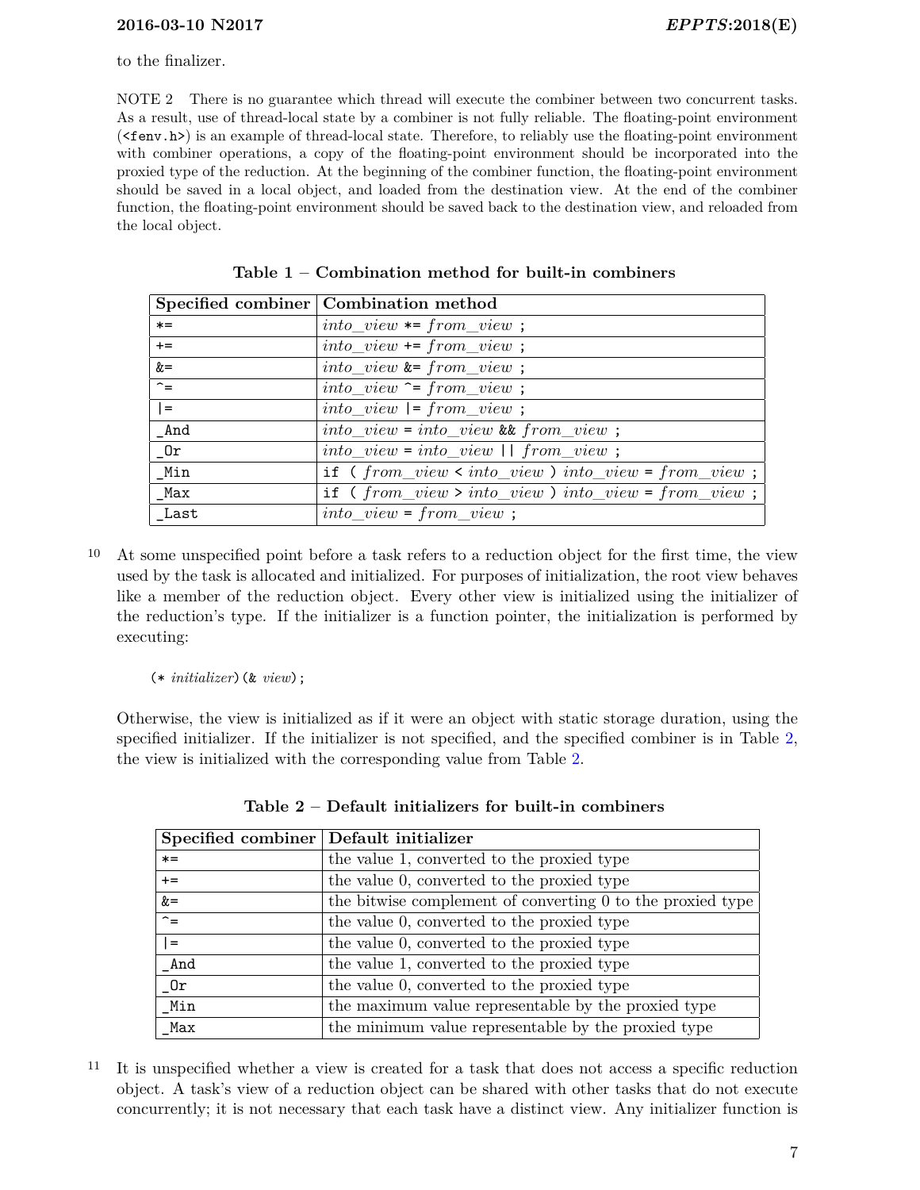to the finalizer.

NOTE 2 There is no guarantee which thread will execute the combiner between two concurrent tasks. As a result, use of thread-local state by a combiner is not fully reliable. The floating-point environment (`<fenv.h>`) is an example of thread-local state. Therefore, to reliably use the floating-point environment with combiner operations, a copy of the floating-point environment should be incorporated into the proxied type of the reduction. At the beginning of the combiner function, the floating-point environment should be saved in a local object, and loaded from the destination view. At the end of the combiner function, the floating-point environment should be saved back to the destination view, and reloaded from the local object.

**Table 1 – Combination method for built-in combiners**

| Specified combiner | Combination method |
|---|---|
| `*=` | *into_view* `*=` *from_view* `;` |
| `+=` | *into_view* `+=` *from_view* `;` |
| `&=` | *into_view* `&=` *from_view* `;` |
| `^=` | *into_view* `^=` *from_view* `;` |
| `\|=` | *into_view* `\|=` *from_view* `;` |
| `_And` | *into_view* `=` *into_view* `&&` *from_view* `;` |
| `_Or` | *into_view* `=` *into_view* `\|\|` *from_view* `;` |
| `_Min` | `if (` *from_view* `<` *into_view* `)` *into_view* `=` *from_view* `;` |
| `_Max` | `if (` *from_view* `>` *into_view* `)` *into_view* `=` *from_view* `;` |
| `_Last` | *into_view* `=` *from_view* `;` |

10 At some unspecified point before a task refers to a reduction object for the first time, the view used by the task is allocated and initialized. For purposes of initialization, the root view behaves like a member of the reduction object. Every other view is initialized using the initializer of the reduction's type. If the initializer is a function pointer, the initialization is performed by executing:

```
(* initializer)(& view);
```

Otherwise, the view is initialized as if it were an object with static storage duration, using the specified initializer. If the initializer is not specified, and the specified combiner is in Table 2, the view is initialized with the corresponding value from Table 2.

**Table 2 – Default initializers for built-in combiners**

| Specified combiner | Default initializer |
|---|---|
| `*=` | the value 1, converted to the proxied type |
| `+=` | the value 0, converted to the proxied type |
| `&=` | the bitwise complement of converting 0 to the proxied type |
| `^=` | the value 0, converted to the proxied type |
| `\|=` | the value 0, converted to the proxied type |
| `_And` | the value 1, converted to the proxied type |
| `_Or` | the value 0, converted to the proxied type |
| `_Min` | the maximum value representable by the proxied type |
| `_Max` | the minimum value representable by the proxied type |

11 It is unspecified whether a view is created for a task that does not access a specific reduction object. A task's view of a reduction object can be shared with other tasks that do not execute concurrently; it is not necessary that each task have a distinct view. Any initializer function is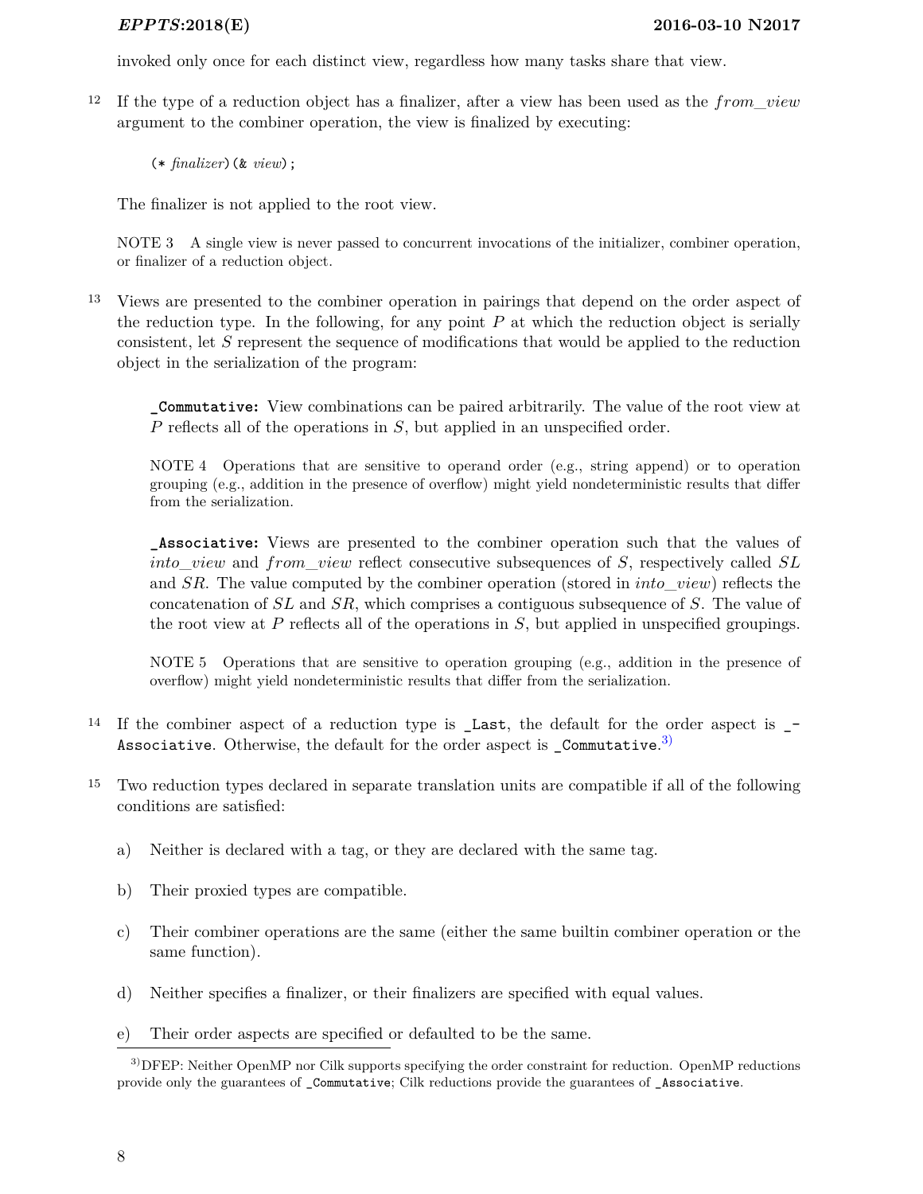invoked only once for each distinct view, regardless how many tasks share that view.

12 If the type of a reduction object has a finalizer, after a view has been used as the *from_view* argument to the combiner operation, the view is finalized by executing:

```
(* finalizer)(& view);
```

The finalizer is not applied to the root view.

NOTE 3 A single view is never passed to concurrent invocations of the initializer, combiner operation, or finalizer of a reduction object.

13 Views are presented to the combiner operation in pairings that depend on the order aspect of the reduction type. In the following, for any point $P$ at which the reduction object is serially consistent, let $S$ represent the sequence of modifications that would be applied to the reduction object in the serialization of the program:

**`_Commutative`:** View combinations can be paired arbitrarily. The value of the root view at $P$ reflects all of the operations in $S$, but applied in an unspecified order.

NOTE 4 Operations that are sensitive to operand order (e.g., string append) or to operation grouping (e.g., addition in the presence of overflow) might yield nondeterministic results that differ from the serialization.

**`_Associative`:** Views are presented to the combiner operation such that the values of *into_view* and *from_view* reflect consecutive subsequences of $S$, respectively called $SL$ and $SR$. The value computed by the combiner operation (stored in *into_view*) reflects the concatenation of $SL$ and $SR$, which comprises a contiguous subsequence of $S$. The value of the root view at $P$ reflects all of the operations in $S$, but applied in unspecified groupings.

NOTE 5 Operations that are sensitive to operation grouping (e.g., addition in the presence of overflow) might yield nondeterministic results that differ from the serialization.

14 If the combiner aspect of a reduction type is `_Last`, the default for the order aspect is `_Associative`. Otherwise, the default for the order aspect is `_Commutative`.[3)]

15 Two reduction types declared in separate translation units are compatible if all of the following conditions are satisfied:

a) Neither is declared with a tag, or they are declared with the same tag.

b) Their proxied types are compatible.

c) Their combiner operations are the same (either the same builtin combiner operation or the same function).

d) Neither specifies a finalizer, or their finalizers are specified with equal values.

e) Their order aspects are specified or defaulted to be the same.

[3)]DFEP: Neither OpenMP nor Cilk supports specifying the order constraint for reduction. OpenMP reductions provide only the guarantees of `_Commutative`; Cilk reductions provide the guarantees of `_Associative`.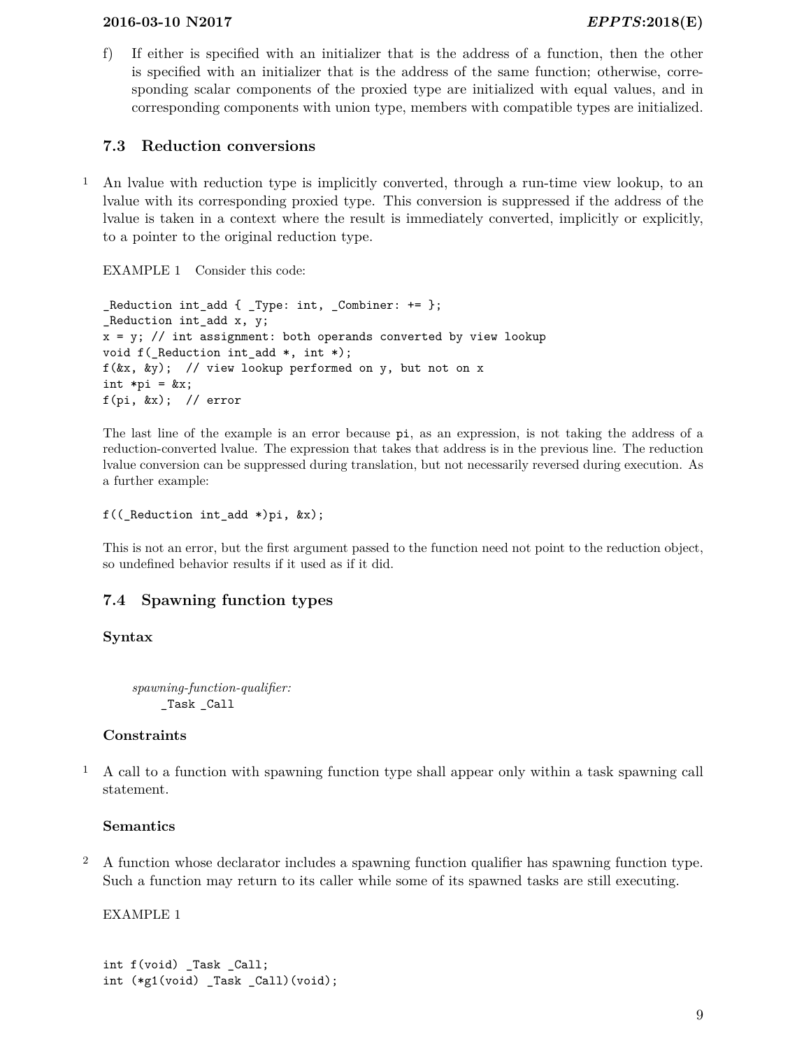f) If either is specified with an initializer that is the address of a function, then the other is specified with an initializer that is the address of the same function; otherwise, corresponding scalar components of the proxied type are initialized with equal values, and in corresponding components with union type, members with compatible types are initialized.

## 7.3 Reduction conversions

1 An lvalue with reduction type is implicitly converted, through a run-time view lookup, to an lvalue with its corresponding proxied type. This conversion is suppressed if the address of the lvalue is taken in a context where the result is immediately converted, implicitly or explicitly, to a pointer to the original reduction type.

EXAMPLE 1 Consider this code:

```
_Reduction int_add { _Type: int, _Combiner: += };
_Reduction int_add x, y;
x = y; // int assignment: both operands converted by view lookup
void f(_Reduction int_add *, int *);
f(&x, &y);  // view lookup performed on y, but not on x
int *pi = &x;
f(pi, &x);  // error
```

The last line of the example is an error because `pi`, as an expression, is not taking the address of a reduction-converted lvalue. The expression that takes that address is in the previous line. The reduction lvalue conversion can be suppressed during translation, but not necessarily reversed during execution. As a further example:

```
f((_Reduction int_add *)pi, &x);
```

This is not an error, but the first argument passed to the function need not point to the reduction object, so undefined behavior results if it used as if it did.

## 7.4 Spawning function types

### Syntax

*spawning-function-qualifier:*
    `_Task _Call`

### Constraints

1 A call to a function with spawning function type shall appear only within a task spawning call statement.

### Semantics

2 A function whose declarator includes a spawning function qualifier has spawning function type. Such a function may return to its caller while some of its spawned tasks are still executing.

EXAMPLE 1

```
int f(void) _Task _Call;
int (*g1(void) _Task _Call)(void);
```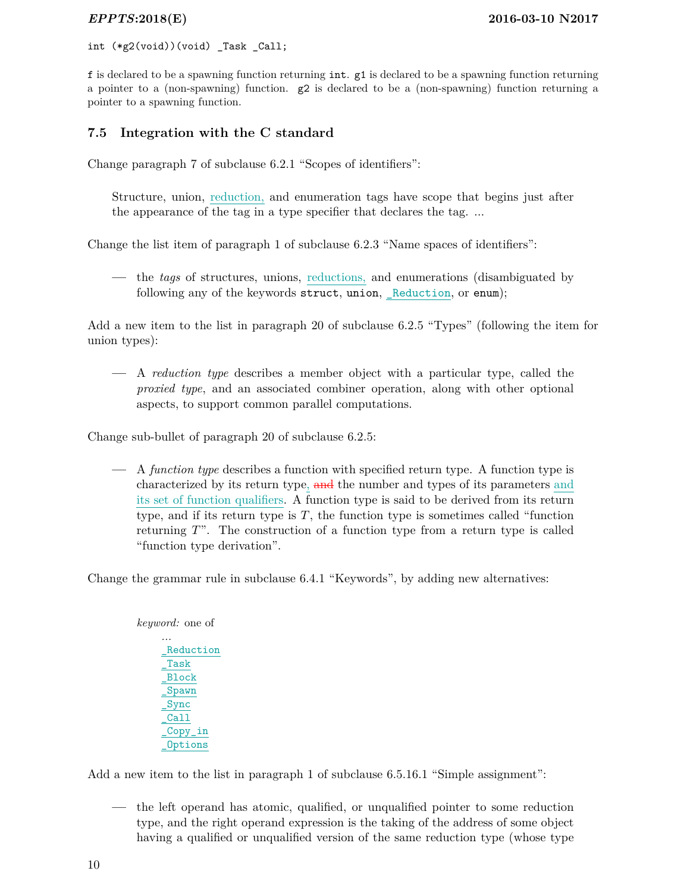```
int (*g2(void))(void) _Task _Call;
```

f is declared to be a spawning function returning int. g1 is declared to be a spawning function returning a pointer to a (non-spawning) function. g2 is declared to be a (non-spawning) function returning a pointer to a spawning function.

## 7.5 Integration with the C standard

Change paragraph 7 of subclause 6.2.1 "Scopes of identifiers":

> Structure, union, reduction, and enumeration tags have scope that begins just after the appearance of the tag in a type specifier that declares the tag. ...

Change the list item of paragraph 1 of subclause 6.2.3 "Name spaces of identifiers":

> — the *tags* of structures, unions, reductions, and enumerations (disambiguated by following any of the keywords `struct`, `union`, `_Reduction`, or `enum`);

Add a new item to the list in paragraph 20 of subclause 6.2.5 "Types" (following the item for union types):

> — A *reduction type* describes a member object with a particular type, called the *proxied type*, and an associated combiner operation, along with other optional aspects, to support common parallel computations.

Change sub-bullet of paragraph 20 of subclause 6.2.5:

> — A *function type* describes a function with specified return type. A function type is characterized by its return type, ~~and~~ the number and types of its parameters and its set of function qualifiers. A function type is said to be derived from its return type, and if its return type is *T*, the function type is sometimes called "function returning *T*". The construction of a function type from a return type is called "function type derivation".

Change the grammar rule in subclause 6.4.1 "Keywords", by adding new alternatives:

> *keyword:* one of
> ...
> `_Reduction`
> `_Task`
> `_Block`
> `_Spawn`
> `_Sync`
> `_Call`
> `_Copy_in`
> `_Options`

Add a new item to the list in paragraph 1 of subclause 6.5.16.1 "Simple assignment":

> — the left operand has atomic, qualified, or unqualified pointer to some reduction type, and the right operand expression is the taking of the address of some object having a qualified or unqualified version of the same reduction type (whose type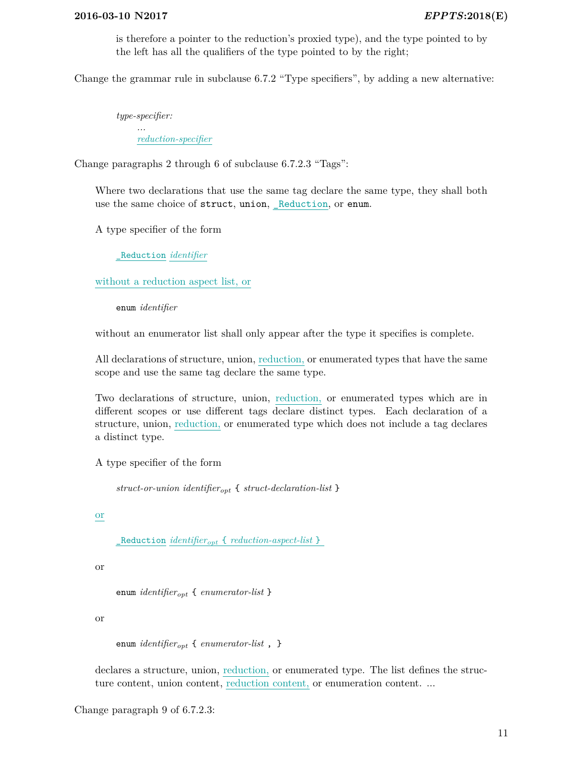is therefore a pointer to the reduction's proxied type), and the type pointed to by the left has all the qualifiers of the type pointed to by the right;

Change the grammar rule in subclause 6.7.2 "Type specifiers", by adding a new alternative:

> *type-specifier:*
> &nbsp;&nbsp;&nbsp;&nbsp;*...*
> &nbsp;&nbsp;&nbsp;&nbsp;*reduction-specifier*

Change paragraphs 2 through 6 of subclause 6.7.2.3 "Tags":

> Where two declarations that use the same tag declare the same type, they shall both use the same choice of `struct`, `union`, `_Reduction`, or `enum`.
>
> A type specifier of the form
>
> &nbsp;&nbsp;&nbsp;&nbsp;`_Reduction` *identifier*
>
> without a reduction aspect list, or
>
> &nbsp;&nbsp;&nbsp;&nbsp;`enum` *identifier*
>
> without an enumerator list shall only appear after the type it specifies is complete.
>
> All declarations of structure, union, reduction, or enumerated types that have the same scope and use the same tag declare the same type.
>
> Two declarations of structure, union, reduction, or enumerated types which are in different scopes or use different tags declare distinct types. Each declaration of a structure, union, reduction, or enumerated type which does not include a tag declares a distinct type.
>
> A type specifier of the form
>
> &nbsp;&nbsp;&nbsp;&nbsp;*struct-or-union identifier$_{opt}$* `{` *struct-declaration-list* `}`
>
> or
>
> &nbsp;&nbsp;&nbsp;&nbsp;`_Reduction` *identifier$_{opt}$* `{` *reduction-aspect-list* `}`
>
> or
>
> &nbsp;&nbsp;&nbsp;&nbsp;`enum` *identifier$_{opt}$* `{` *enumerator-list* `}`
>
> or
>
> &nbsp;&nbsp;&nbsp;&nbsp;`enum` *identifier$_{opt}$* `{` *enumerator-list* `, }`
>
> declares a structure, union, reduction, or enumerated type. The list defines the structure content, union content, reduction content, or enumeration content. ...

Change paragraph 9 of 6.7.2.3: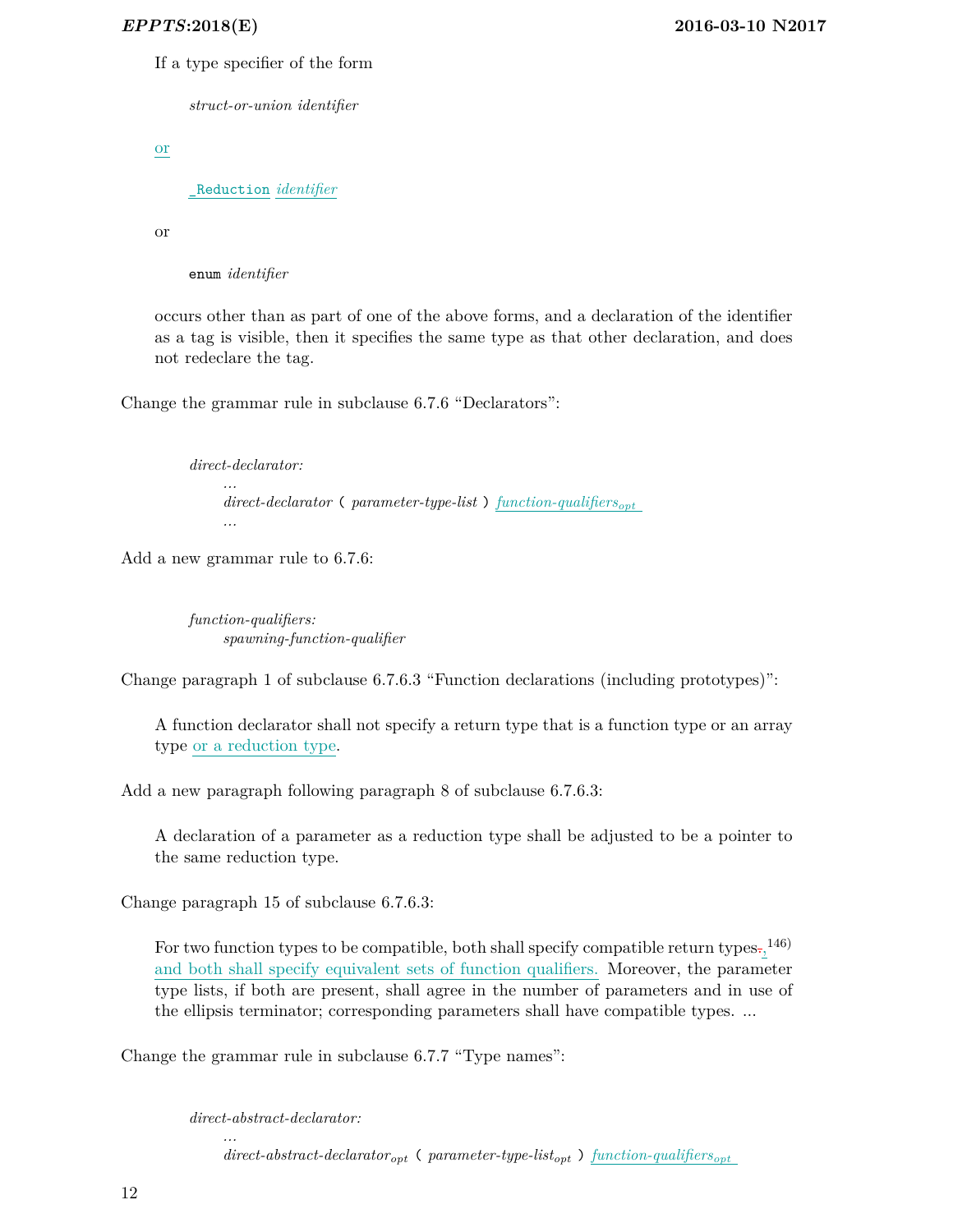If a type specifier of the form

> *struct-or-union identifier*

or

> `_Reduction` *identifier*

or

> `enum` *identifier*

occurs other than as part of one of the above forms, and a declaration of the identifier as a tag is visible, then it specifies the same type as that other declaration, and does not redeclare the tag.

Change the grammar rule in subclause 6.7.6 "Declarators":

> *direct-declarator:*
> 
> ...
> 
> *direct-declarator* ( *parameter-type-list* ) *function-qualifiers$_{opt}$*
> 
> ...

Add a new grammar rule to 6.7.6:

> *function-qualifiers:*
> 
> *spawning-function-qualifier*

Change paragraph 1 of subclause 6.7.6.3 "Function declarations (including prototypes)":

> A function declarator shall not specify a return type that is a function type or an array type or a reduction type.

Add a new paragraph following paragraph 8 of subclause 6.7.6.3:

> A declaration of a parameter as a reduction type shall be adjusted to be a pointer to the same reduction type.

Change paragraph 15 of subclause 6.7.6.3:

> For two function types to be compatible, both shall specify compatible return types.,[146] and both shall specify equivalent sets of function qualifiers. Moreover, the parameter type lists, if both are present, shall agree in the number of parameters and in use of the ellipsis terminator; corresponding parameters shall have compatible types. ...

Change the grammar rule in subclause 6.7.7 "Type names":

> *direct-abstract-declarator:*
> 
> ...
> 
> *direct-abstract-declarator$_{opt}$* ( *parameter-type-list$_{opt}$* ) *function-qualifiers$_{opt}$*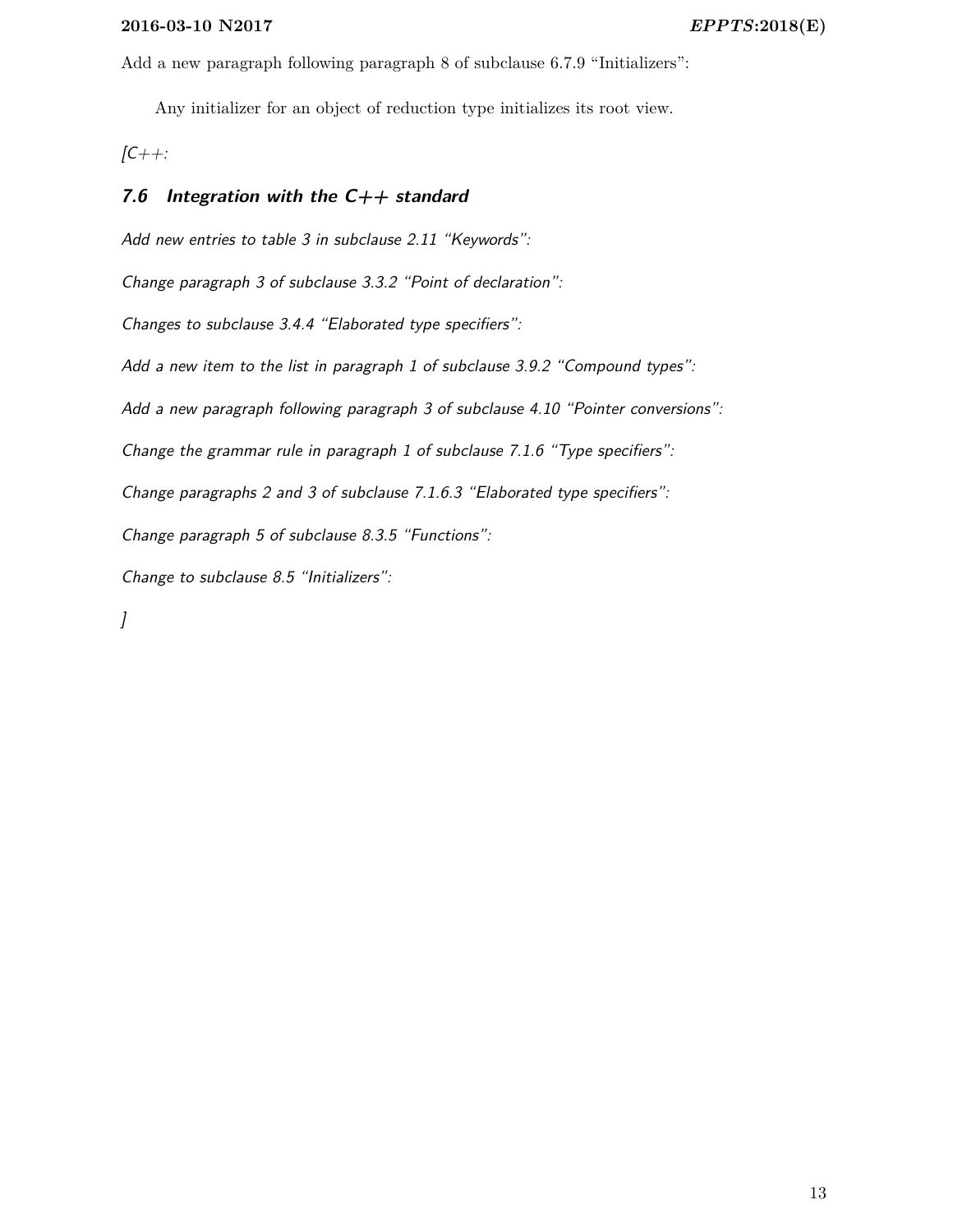Add a new paragraph following paragraph 8 of subclause 6.7.9 “Initializers”:

> Any initializer for an object of reduction type initializes its root view.

*[C++:*

### *7.6 Integration with the C++ standard*

*Add new entries to table 3 in subclause 2.11 “Keywords”:*

*Change paragraph 3 of subclause 3.3.2 “Point of declaration”:*

*Changes to subclause 3.4.4 “Elaborated type specifiers”:*

*Add a new item to the list in paragraph 1 of subclause 3.9.2 “Compound types”:*

*Add a new paragraph following paragraph 3 of subclause 4.10 “Pointer conversions”:*

*Change the grammar rule in paragraph 1 of subclause 7.1.6 “Type specifiers”:*

*Change paragraphs 2 and 3 of subclause 7.1.6.3 “Elaborated type specifiers”:*

*Change paragraph 5 of subclause 8.3.5 “Functions”:*

*Change to subclause 8.5 “Initializers”:*

*]*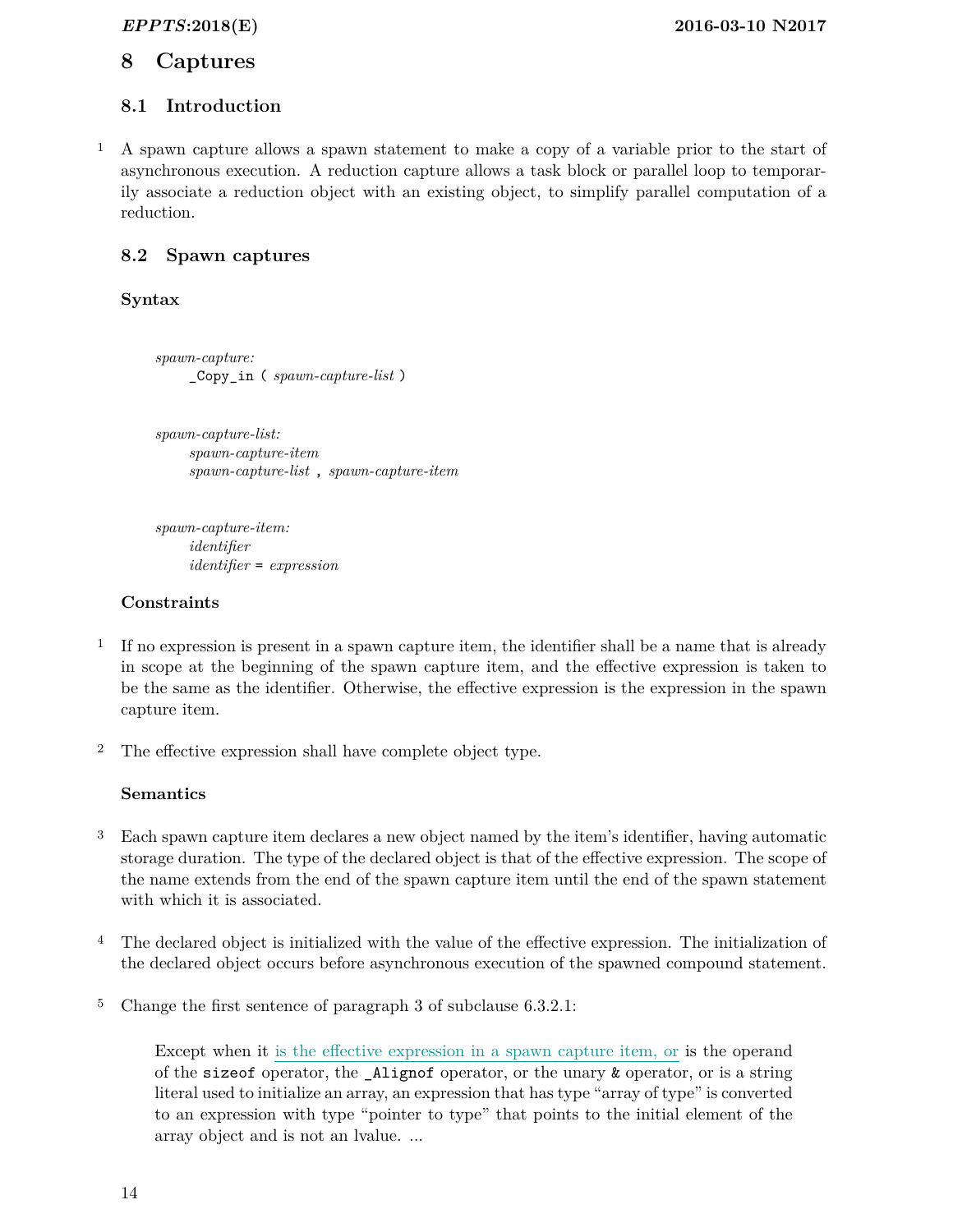# 8 Captures

## 8.1 Introduction

1 A spawn capture allows a spawn statement to make a copy of a variable prior to the start of asynchronous execution. A reduction capture allows a task block or parallel loop to temporarily associate a reduction object with an existing object, to simplify parallel computation of a reduction.

## 8.2 Spawn captures

### Syntax

*spawn-capture:*
  `_Copy_in` `(` *spawn-capture-list* `)`

*spawn-capture-list:*
  *spawn-capture-item*
  *spawn-capture-list* `,` *spawn-capture-item*

*spawn-capture-item:*
  *identifier*
  *identifier* `=` *expression*

### Constraints

1 If no expression is present in a spawn capture item, the identifier shall be a name that is already in scope at the beginning of the spawn capture item, and the effective expression is taken to be the same as the identifier. Otherwise, the effective expression is the expression in the spawn capture item.

2 The effective expression shall have complete object type.

### Semantics

3 Each spawn capture item declares a new object named by the item's identifier, having automatic storage duration. The type of the declared object is that of the effective expression. The scope of the name extends from the end of the spawn capture item until the end of the spawn statement with which it is associated.

4 The declared object is initialized with the value of the effective expression. The initialization of the declared object occurs before asynchronous execution of the spawned compound statement.

5 Change the first sentence of paragraph 3 of subclause 6.3.2.1:

> Except when it <u>is the effective expression in a spawn capture item, or</u> is the operand of the `sizeof` operator, the `_Alignof` operator, or the unary `&` operator, or is a string literal used to initialize an array, an expression that has type "array of type" is converted to an expression with type "pointer to type" that points to the initial element of the array object and is not an lvalue. ...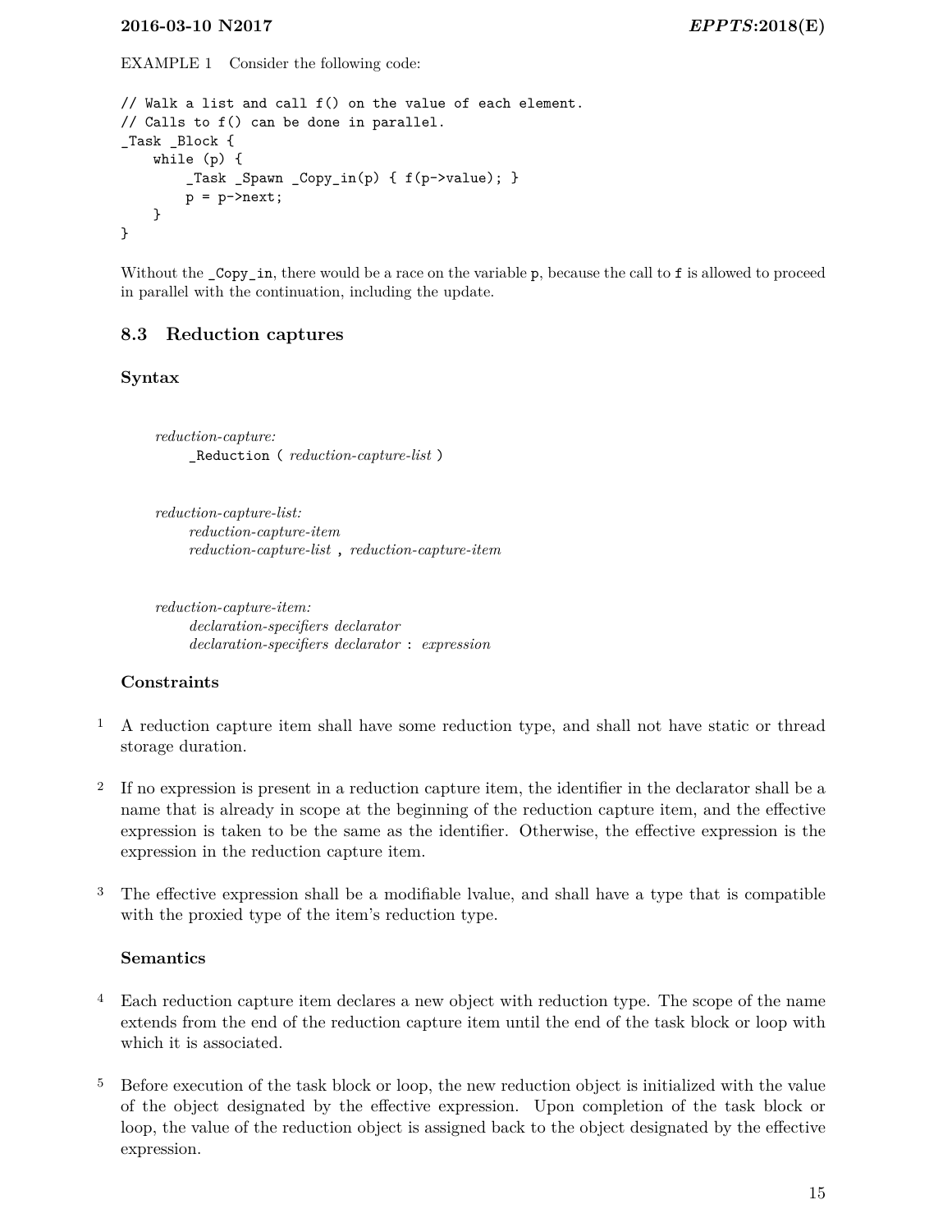EXAMPLE 1 Consider the following code:

```
// Walk a list and call f() on the value of each element.
// Calls to f() can be done in parallel.
_Task _Block {
    while (p) {
        _Task _Spawn _Copy_in(p) { f(p->value); }
        p = p->next;
    }
}
```

Without the `_Copy_in`, there would be a race on the variable `p`, because the call to `f` is allowed to proceed in parallel with the continuation, including the update.

## 8.3 Reduction captures

### Syntax

*reduction-capture:*
  `_Reduction` ( *reduction-capture-list* )

*reduction-capture-list:*
  *reduction-capture-item*
  *reduction-capture-list* , *reduction-capture-item*

*reduction-capture-item:*
  *declaration-specifiers declarator*
  *declaration-specifiers declarator* : *expression*

### Constraints

1 A reduction capture item shall have some reduction type, and shall not have static or thread storage duration.

2 If no expression is present in a reduction capture item, the identifier in the declarator shall be a name that is already in scope at the beginning of the reduction capture item, and the effective expression is taken to be the same as the identifier. Otherwise, the effective expression is the expression in the reduction capture item.

3 The effective expression shall be a modifiable lvalue, and shall have a type that is compatible with the proxied type of the item's reduction type.

### Semantics

4 Each reduction capture item declares a new object with reduction type. The scope of the name extends from the end of the reduction capture item until the end of the task block or loop with which it is associated.

5 Before execution of the task block or loop, the new reduction object is initialized with the value of the object designated by the effective expression. Upon completion of the task block or loop, the value of the reduction object is assigned back to the object designated by the effective expression.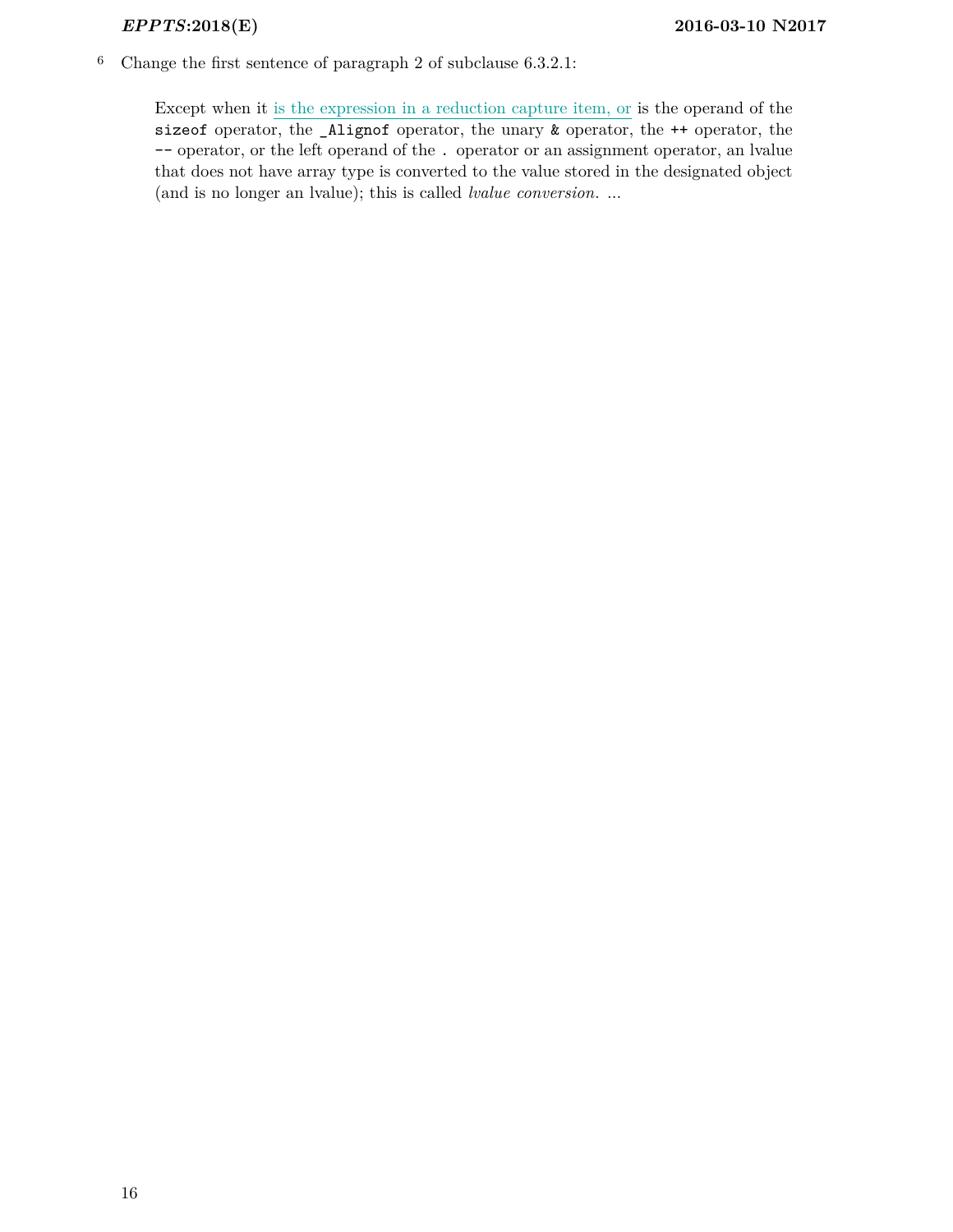6 Change the first sentence of paragraph 2 of subclause 6.3.2.1:

> Except when it is the expression in a reduction capture item, or is the operand of the `sizeof` operator, the `_Alignof` operator, the unary `&` operator, the `++` operator, the `--` operator, or the left operand of the `.` operator or an assignment operator, an lvalue that does not have array type is converted to the value stored in the designated object (and is no longer an lvalue); this is called *lvalue conversion*. ...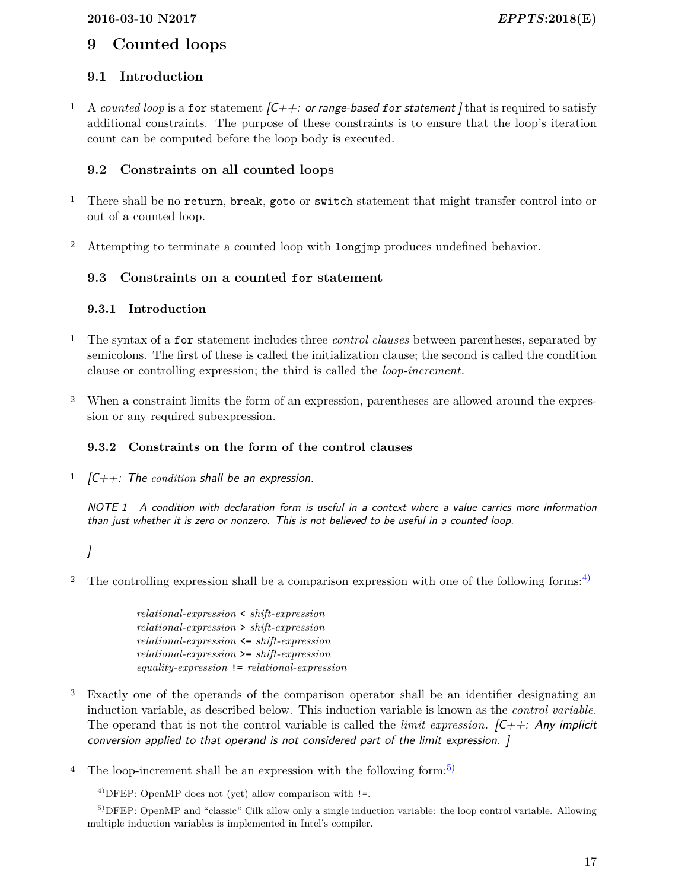# 9 Counted loops

## 9.1 Introduction

1 A *counted loop* is a `for` statement *[C++: or range-based `for` statement ]* that is required to satisfy additional constraints. The purpose of these constraints is to ensure that the loop's iteration count can be computed before the loop body is executed.

## 9.2 Constraints on all counted loops

1 There shall be no `return`, `break`, `goto` or `switch` statement that might transfer control into or out of a counted loop.

2 Attempting to terminate a counted loop with `longjmp` produces undefined behavior.

## 9.3 Constraints on a counted `for` statement

### 9.3.1 Introduction

1 The syntax of a `for` statement includes three *control clauses* between parentheses, separated by semicolons. The first of these is called the initialization clause; the second is called the condition clause or controlling expression; the third is called the *loop-increment*.

2 When a constraint limits the form of an expression, parentheses are allowed around the expression or any required subexpression.

### 9.3.2 Constraints on the form of the control clauses

1 *[C++: The condition shall be an expression.*

*NOTE 1 A condition with declaration form is useful in a context where a value carries more information than just whether it is zero or nonzero. This is not believed to be useful in a counted loop.*

*]*

2 The controlling expression shall be a comparison expression with one of the following forms:[4]

> *relational-expression* `<` *shift-expression*
> *relational-expression* `>` *shift-expression*
> *relational-expression* `<=` *shift-expression*
> *relational-expression* `>=` *shift-expression*
> *equality-expression* `!=` *relational-expression*

3 Exactly one of the operands of the comparison operator shall be an identifier designating an induction variable, as described below. This induction variable is known as the *control variable*. The operand that is not the control variable is called the *limit expression*. *[C++: Any implicit conversion applied to that operand is not considered part of the limit expression. ]*

4 The loop-increment shall be an expression with the following form:[5]

[4] DFEP: OpenMP does not (yet) allow comparison with `!=`.

[5] DFEP: OpenMP and "classic" Cilk allow only a single induction variable: the loop control variable. Allowing multiple induction variables is implemented in Intel's compiler.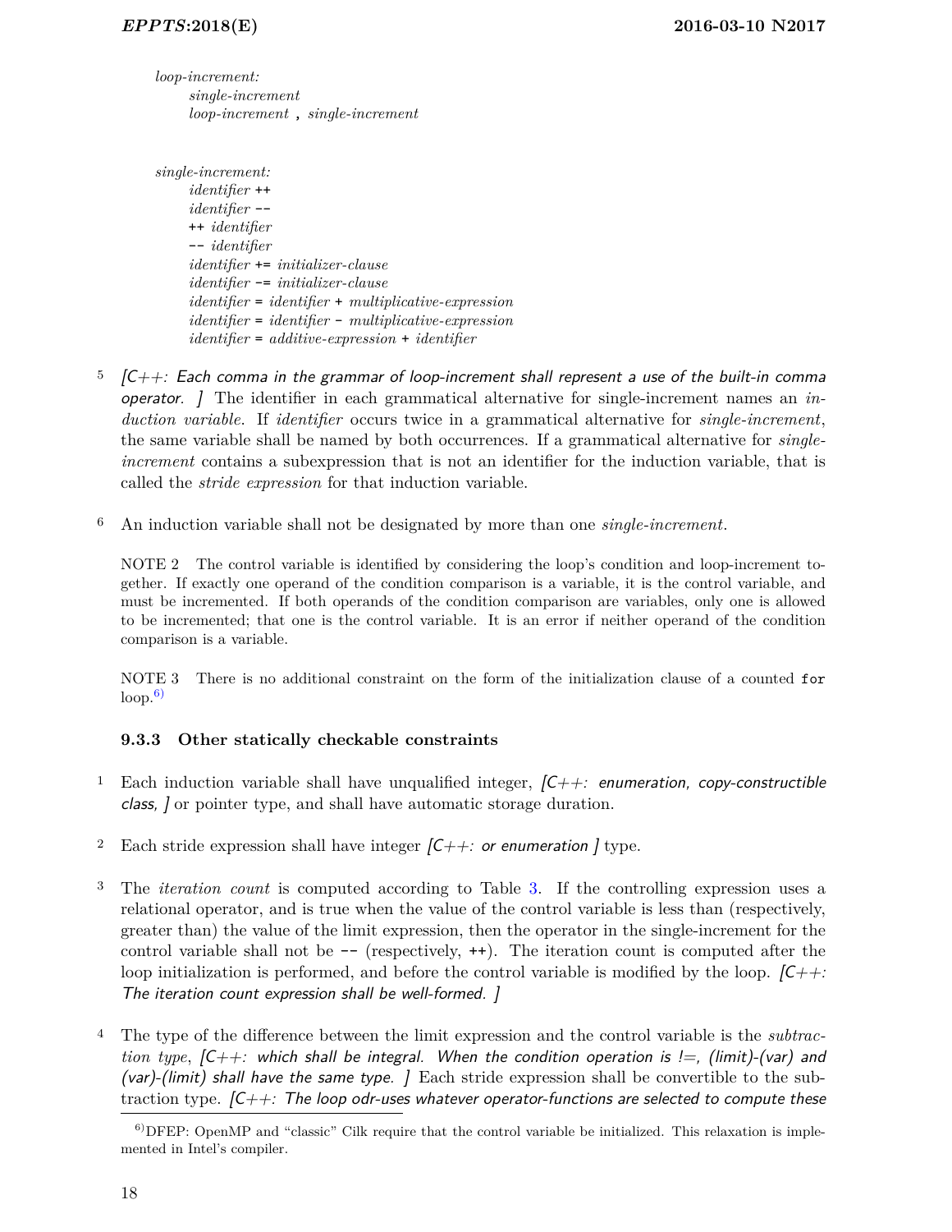*loop-increment:*
  *single-increment*
  *loop-increment* **,** *single-increment*

*single-increment:*
  *identifier* ++
  *identifier* --
  ++ *identifier*
  -- *identifier*
  *identifier* += *initializer-clause*
  *identifier* -= *initializer-clause*
  *identifier* = *identifier* + *multiplicative-expression*
  *identifier* = *identifier* - *multiplicative-expression*
  *identifier* = *additive-expression* + *identifier*

5 *[C++: Each comma in the grammar of loop-increment shall represent a use of the built-in comma operator. ]* The identifier in each grammatical alternative for single-increment names an *induction variable*. If *identifier* occurs twice in a grammatical alternative for *single-increment*, the same variable shall be named by both occurrences. If a grammatical alternative for *single-increment* contains a subexpression that is not an identifier for the induction variable, that is called the *stride expression* for that induction variable.

6 An induction variable shall not be designated by more than one *single-increment*.

NOTE 2 The control variable is identified by considering the loop's condition and loop-increment together. If exactly one operand of the condition comparison is a variable, it is the control variable, and must be incremented. If both operands of the condition comparison are variables, only one is allowed to be incremented; that one is the control variable. It is an error if neither operand of the condition comparison is a variable.

NOTE 3 There is no additional constraint on the form of the initialization clause of a counted `for` loop.[6)]

### 9.3.3 Other statically checkable constraints

1 Each induction variable shall have unqualified integer, *[C++: enumeration, copy-constructible class, ]* or pointer type, and shall have automatic storage duration.

2 Each stride expression shall have integer *[C++: or enumeration ]* type.

3 The *iteration count* is computed according to Table 3. If the controlling expression uses a relational operator, and is true when the value of the control variable is less than (respectively, greater than) the value of the limit expression, then the operator in the single-increment for the control variable shall not be -- (respectively, ++). The iteration count is computed after the loop initialization is performed, and before the control variable is modified by the loop. *[C++: The iteration count expression shall be well-formed. ]*

4 The type of the difference between the limit expression and the control variable is the *subtraction type*, *[C++: which shall be integral. When the condition operation is !=, (limit)-(var) and (var)-(limit) shall have the same type. ]* Each stride expression shall be convertible to the subtraction type. *[C++: The loop odr-uses whatever operator-functions are selected to compute these*

[6)] DFEP: OpenMP and "classic" Cilk require that the control variable be initialized. This relaxation is implemented in Intel's compiler.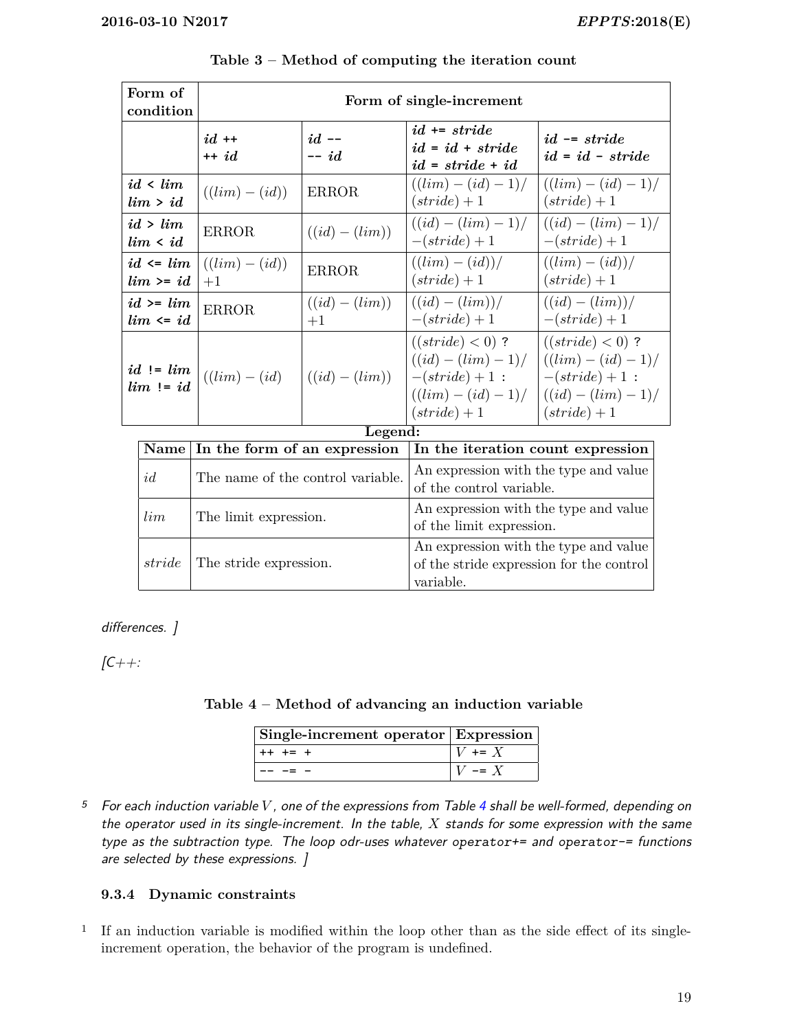**Table 3 – Method of computing the iteration count**

| Form of condition | Form of single-increment | | | |
|---|---|---|---|---|
| | **id ++** <br> **++ id** | **id --** <br> **-- id** | **id += stride** <br> **id = id + stride** <br> **id = stride + id** | **id -= stride** <br> **id = id - stride** |
| **id < lim** <br> **lim > id** | $((lim) - (id))$ | ERROR | $((lim) - (id) - 1)/$ $(stride) + 1$ | $((lim) - (id) - 1)/$ $(stride) + 1$ |
| **id > lim** <br> **lim < id** | ERROR | $((id) - (lim))$ | $((id) - (lim) - 1)/$ $-(stride) + 1$ | $((id) - (lim) - 1)/$ $-(stride) + 1$ |
| **id <= lim** <br> **lim >= id** | $((lim) - (id))$ $+1$ | ERROR | $((lim) - (id))/$ $(stride) + 1$ | $((lim) - (id))/$ $(stride) + 1$ |
| **id >= lim** <br> **lim <= id** | ERROR | $((id) - (lim))$ $+1$ | $((id) - (lim))/$ $-(stride) + 1$ | $((id) - (lim))/$ $-(stride) + 1$ |
| **id != lim** <br> **lim != id** | $((lim) - (id)$ | $((id) - (lim))$ | $((stride) < 0)$ ? $((id) - (lim) - 1)/$ $-(stride) + 1$ : $((lim) - (id) - 1)/$ $(stride) + 1$ | $((stride) < 0)$ ? $((lim) - (id) - 1)/$ $-(stride) + 1$ : $((id) - (lim) - 1)/$ $(stride) + 1$ |

**Legend:**

| Name | In the form of an expression | In the iteration count expression |
|---|---|---|
| *id* | The name of the control variable. | An expression with the type and value of the control variable. |
| *lim* | The limit expression. | An expression with the type and value of the limit expression. |
| *stride* | The stride expression. | An expression with the type and value of the stride expression for the control variable. |

*differences. ]*

*[C++:*

**Table 4 – Method of advancing an induction variable**

| Single-increment operator | Expression |
|---|---|
| `++ += +` | $V$ `+=` $X$ |
| `-- -= -` | $V$ `-=` $X$ |

5 *For each induction variable $V$, one of the expressions from Table 4 shall be well-formed, depending on the operator used in its single-increment. In the table, $X$ stands for some expression with the same type as the subtraction type. The loop odr-uses whatever* `operator+=` *and* `operator-=` *functions are selected by these expressions. ]*

### 9.3.4 Dynamic constraints

1 If an induction variable is modified within the loop other than as the side effect of its single-increment operation, the behavior of the program is undefined.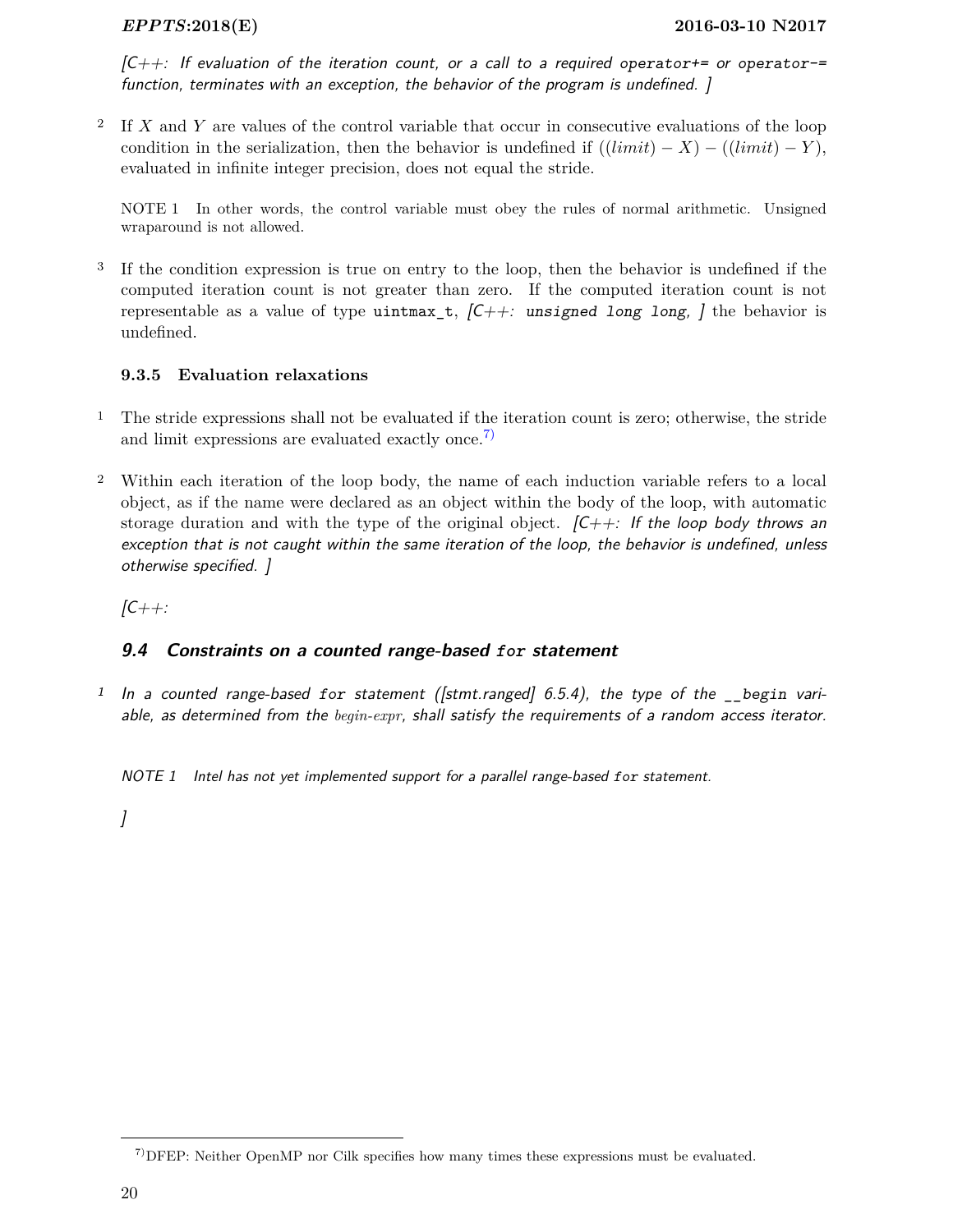*[C++: If evaluation of the iteration count, or a call to a required `operator+=` or `operator-=` function, terminates with an exception, the behavior of the program is undefined. ]*

2 If $X$ and $Y$ are values of the control variable that occur in consecutive evaluations of the loop condition in the serialization, then the behavior is undefined if $((limit) - X) - ((limit) - Y)$, evaluated in infinite integer precision, does not equal the stride.

NOTE 1 In other words, the control variable must obey the rules of normal arithmetic. Unsigned wraparound is not allowed.

3 If the condition expression is true on entry to the loop, then the behavior is undefined if the computed iteration count is not greater than zero. If the computed iteration count is not representable as a value of type `uintmax_t`, *[C++: `unsigned long long`, ]* the behavior is undefined.

### 9.3.5 Evaluation relaxations

1 The stride expressions shall not be evaluated if the iteration count is zero; otherwise, the stride and limit expressions are evaluated exactly once.[7)]

2 Within each iteration of the loop body, the name of each induction variable refers to a local object, as if the name were declared as an object within the body of the loop, with automatic storage duration and with the type of the original object. *[C++: If the loop body throws an exception that is not caught within the same iteration of the loop, the behavior is undefined, unless otherwise specified. ]*

*[C++:*

## *9.4 Constraints on a counted range-based `for` statement*

*1 In a counted range-based `for` statement ([stmt.ranged] 6.5.4), the type of the `__begin` variable, as determined from the begin-expr, shall satisfy the requirements of a random access iterator.*

*NOTE 1 Intel has not yet implemented support for a parallel range-based `for` statement.*

*]*

---

7) DFEP: Neither OpenMP nor Cilk specifies how many times these expressions must be evaluated.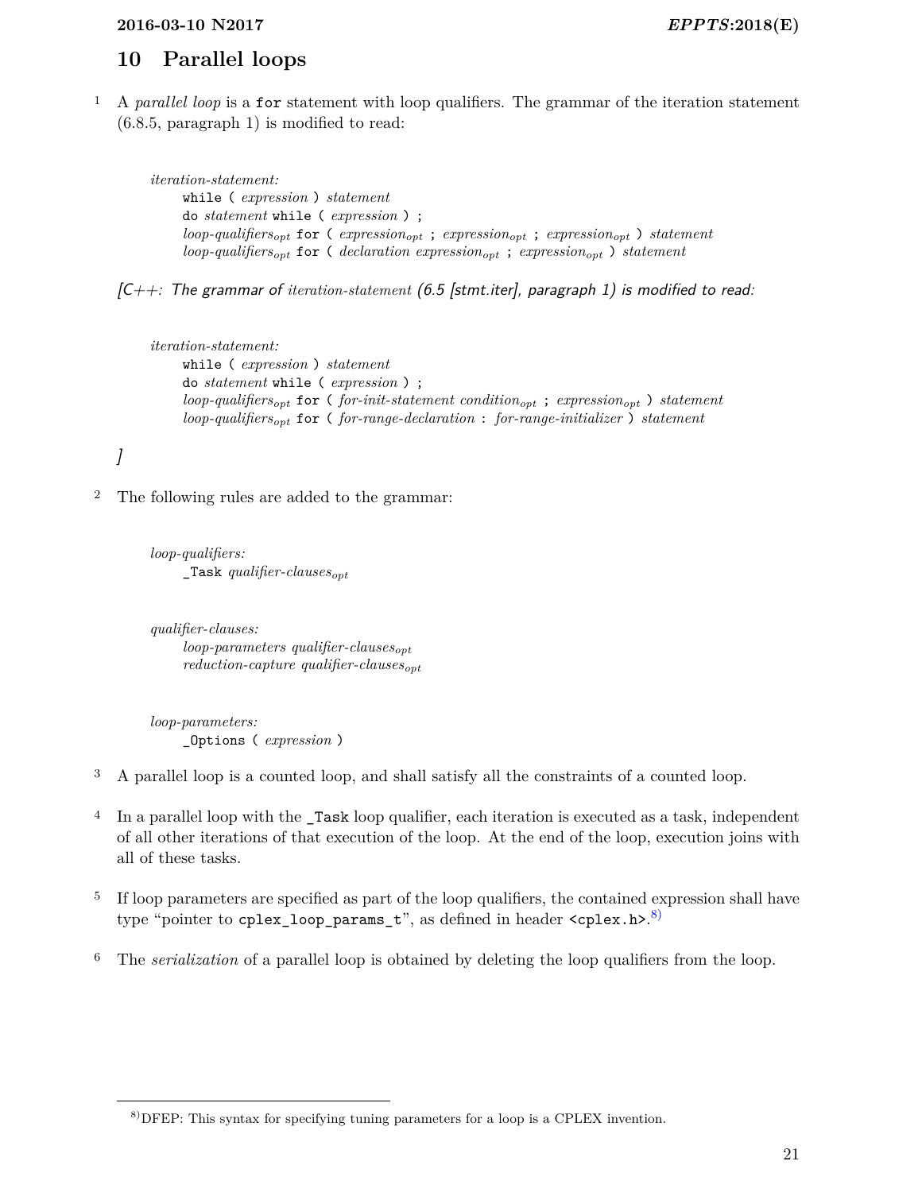# 10 Parallel loops

1 A *parallel loop* is a `for` statement with loop qualifiers. The grammar of the iteration statement (6.8.5, paragraph 1) is modified to read:

> *iteration-statement:*
> `while (` *expression* `)` *statement*
> `do` *statement* `while (` *expression* `) ;`
> *loop-qualifiers*$_{opt}$ `for (` *expression*$_{opt}$ `;` *expression*$_{opt}$ `;` *expression*$_{opt}$ `)` *statement*
> *loop-qualifiers*$_{opt}$ `for (` *declaration expression*$_{opt}$ `;` *expression*$_{opt}$ `)` *statement*

*[C++: The grammar of iteration-statement (6.5 [stmt.iter], paragraph 1) is modified to read:*

> *iteration-statement:*
> `while (` *expression* `)` *statement*
> `do` *statement* `while (` *expression* `) ;`
> *loop-qualifiers*$_{opt}$ `for (` *for-init-statement condition*$_{opt}$ `;` *expression*$_{opt}$ `)` *statement*
> *loop-qualifiers*$_{opt}$ `for (` *for-range-declaration* `:` *for-range-initializer* `)` *statement*

*]*

2 The following rules are added to the grammar:

> *loop-qualifiers:*
> `_Task` *qualifier-clauses*$_{opt}$

> *qualifier-clauses:*
> *loop-parameters qualifier-clauses*$_{opt}$
> *reduction-capture qualifier-clauses*$_{opt}$

> *loop-parameters:*
> `_Options (` *expression* `)`

3 A parallel loop is a counted loop, and shall satisfy all the constraints of a counted loop.

4 In a parallel loop with the `_Task` loop qualifier, each iteration is executed as a task, independent of all other iterations of that execution of the loop. At the end of the loop, execution joins with all of these tasks.

5 If loop parameters are specified as part of the loop qualifiers, the contained expression shall have type "pointer to `cplex_loop_params_t`", as defined in header `<cplex.h>`.[8)]

6 The *serialization* of a parallel loop is obtained by deleting the loop qualifiers from the loop.

[8)] DFEP: This syntax for specifying tuning parameters for a loop is a CPLEX invention.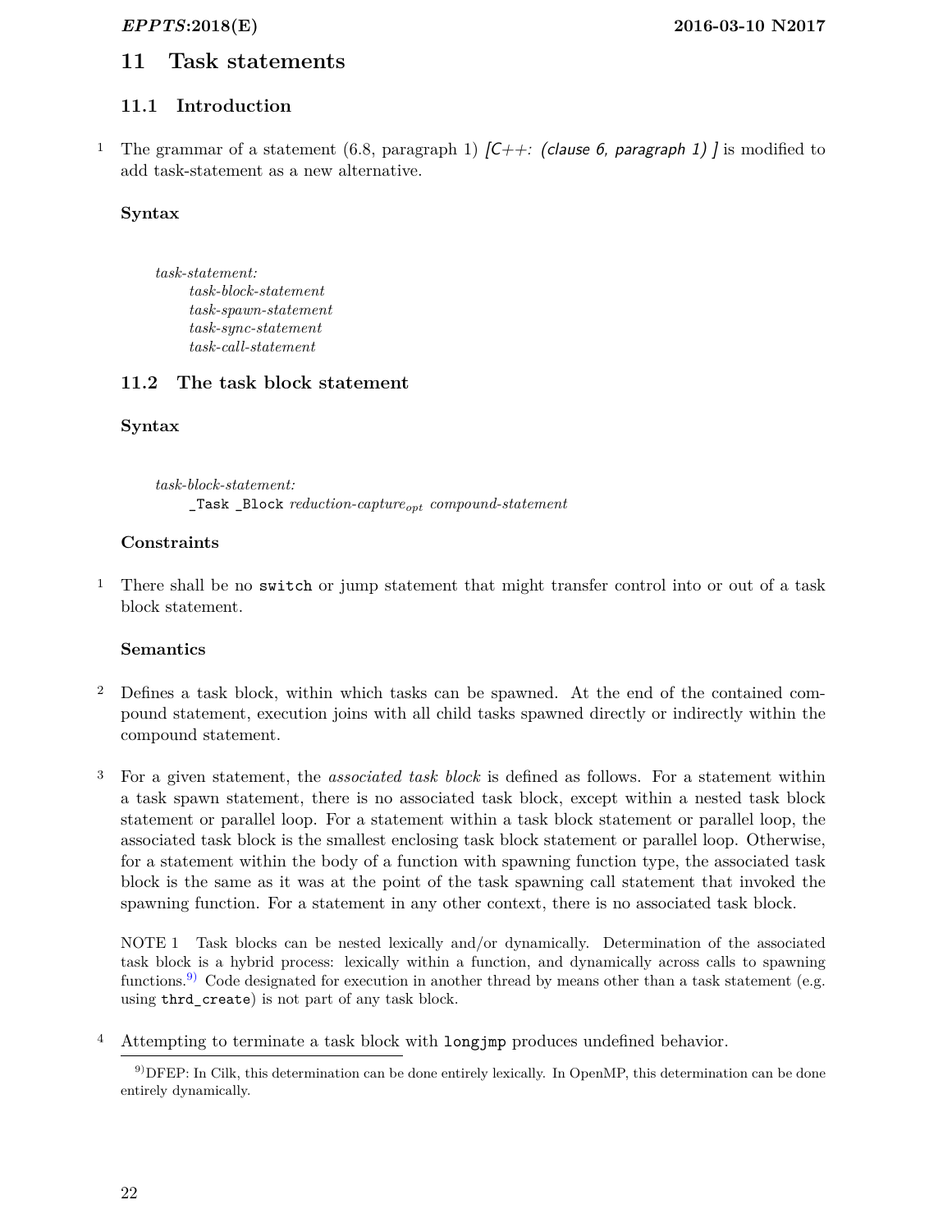# 11 Task statements

## 11.1 Introduction

1 The grammar of a statement (6.8, paragraph 1) *[C++: (clause 6, paragraph 1) ]* is modified to add task-statement as a new alternative.

### Syntax

*task-statement:*
  *task-block-statement*
  *task-spawn-statement*
  *task-sync-statement*
  *task-call-statement*

## 11.2 The task block statement

### Syntax

*task-block-statement:*
  `_Task _Block` *reduction-capture$_{opt}$ compound-statement*

### Constraints

1 There shall be no `switch` or jump statement that might transfer control into or out of a task block statement.

### Semantics

2 Defines a task block, within which tasks can be spawned. At the end of the contained compound statement, execution joins with all child tasks spawned directly or indirectly within the compound statement.

3 For a given statement, the *associated task block* is defined as follows. For a statement within a task spawn statement, there is no associated task block, except within a nested task block statement or parallel loop. For a statement within a task block statement or parallel loop, the associated task block is the smallest enclosing task block statement or parallel loop. Otherwise, for a statement within the body of a function with spawning function type, the associated task block is the same as it was at the point of the task spawning call statement that invoked the spawning function. For a statement in any other context, there is no associated task block.

NOTE 1 Task blocks can be nested lexically and/or dynamically. Determination of the associated task block is a hybrid process: lexically within a function, and dynamically across calls to spawning functions.[9] Code designated for execution in another thread by means other than a task statement (e.g. using `thrd_create`) is not part of any task block.

4 Attempting to terminate a task block with `longjmp` produces undefined behavior.

[9] DFEP: In Cilk, this determination can be done entirely lexically. In OpenMP, this determination can be done entirely dynamically.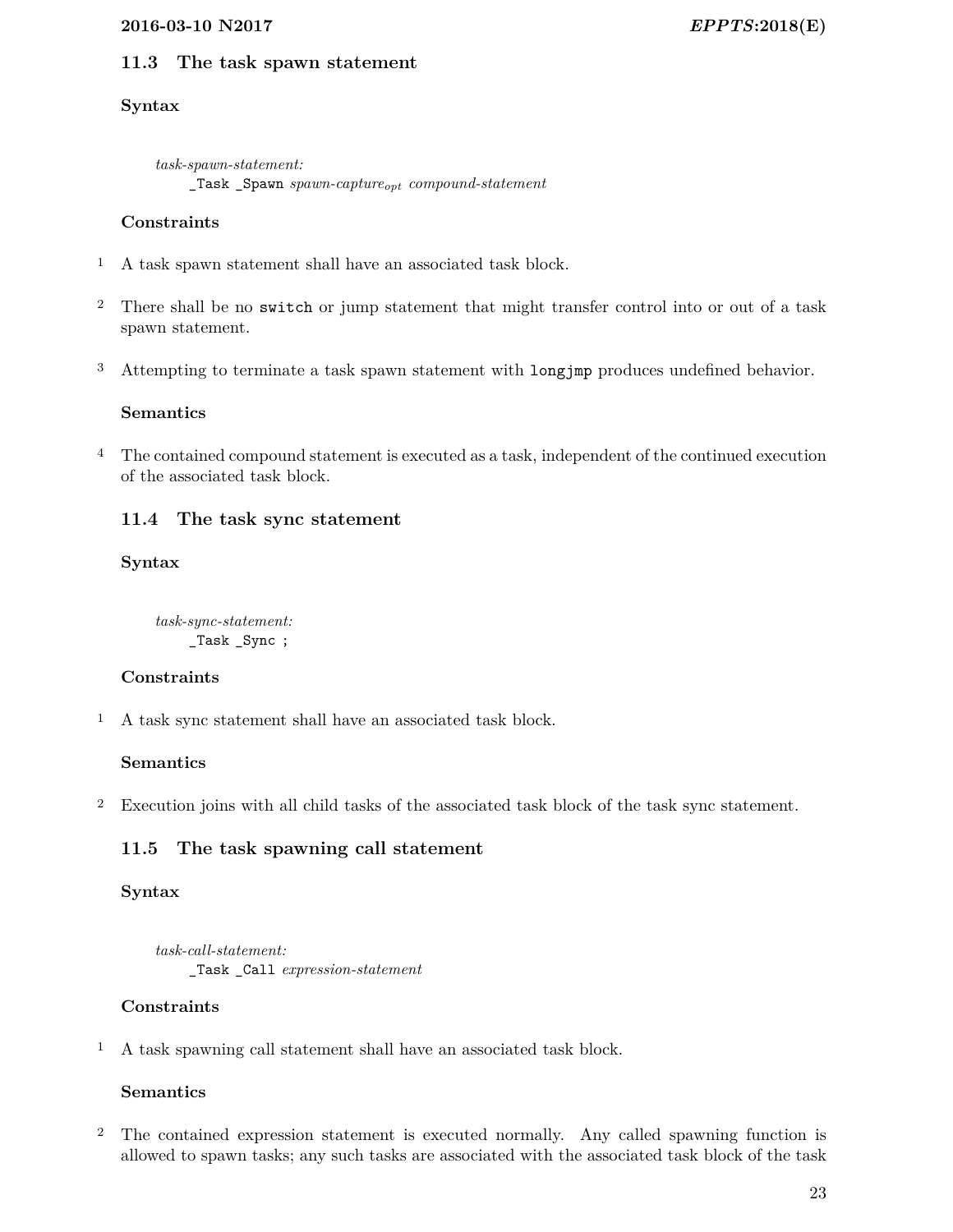### 11.3 The task spawn statement

**Syntax**

*task-spawn-statement:*
`_Task _Spawn` *spawn-capture*$_{opt}$ *compound-statement*

**Constraints**

1 A task spawn statement shall have an associated task block.

2 There shall be no `switch` or jump statement that might transfer control into or out of a task spawn statement.

3 Attempting to terminate a task spawn statement with `longjmp` produces undefined behavior.

**Semantics**

4 The contained compound statement is executed as a task, independent of the continued execution of the associated task block.

### 11.4 The task sync statement

**Syntax**

*task-sync-statement:*
`_Task _Sync ;`

**Constraints**

1 A task sync statement shall have an associated task block.

**Semantics**

2 Execution joins with all child tasks of the associated task block of the task sync statement.

### 11.5 The task spawning call statement

**Syntax**

*task-call-statement:*
`_Task _Call` *expression-statement*

**Constraints**

1 A task spawning call statement shall have an associated task block.

**Semantics**

2 The contained expression statement is executed normally. Any called spawning function is allowed to spawn tasks; any such tasks are associated with the associated task block of the task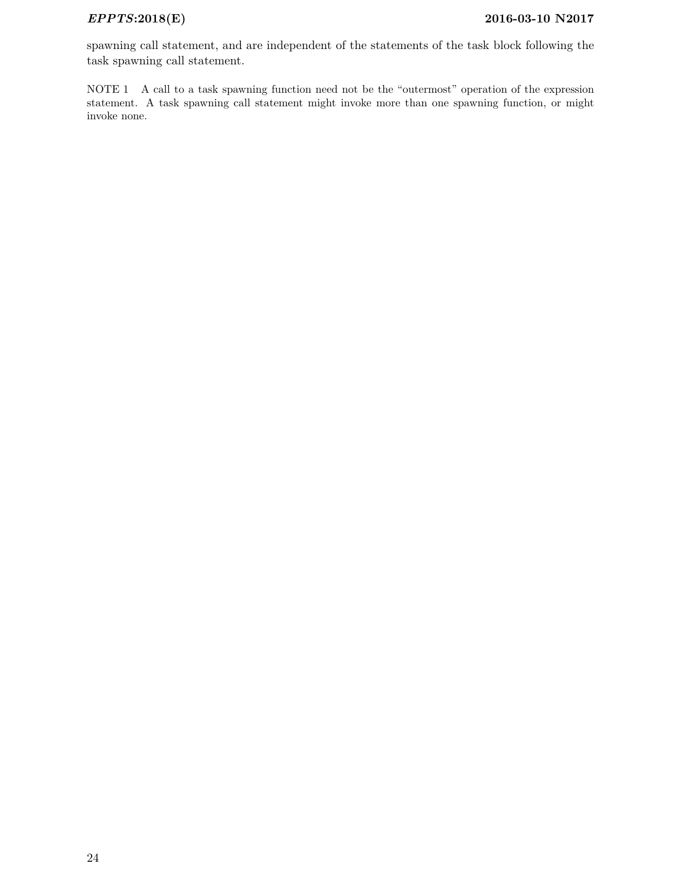spawning call statement, and are independent of the statements of the task block following the task spawning call statement.

NOTE 1 A call to a task spawning function need not be the "outermost" operation of the expression statement. A task spawning call statement might invoke more than one spawning function, or might invoke none.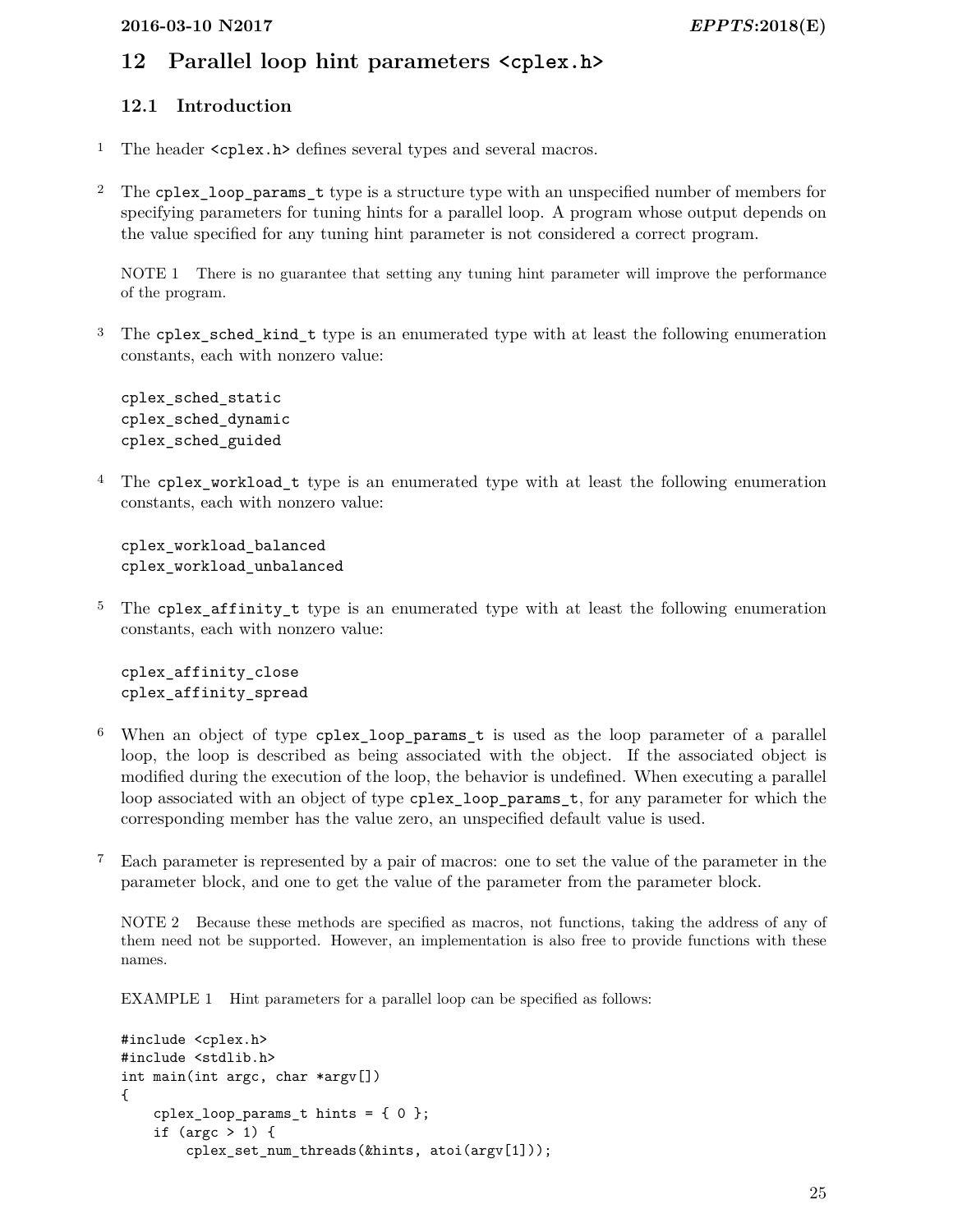# 12 Parallel loop hint parameters `<cplex.h>`

## 12.1 Introduction

1 The header `<cplex.h>` defines several types and several macros.

2 The `cplex_loop_params_t` type is a structure type with an unspecified number of members for specifying parameters for tuning hints for a parallel loop. A program whose output depends on the value specified for any tuning hint parameter is not considered a correct program.

NOTE 1 There is no guarantee that setting any tuning hint parameter will improve the performance of the program.

3 The `cplex_sched_kind_t` type is an enumerated type with at least the following enumeration constants, each with nonzero value:

```
cplex_sched_static
cplex_sched_dynamic
cplex_sched_guided
```

4 The `cplex_workload_t` type is an enumerated type with at least the following enumeration constants, each with nonzero value:

```
cplex_workload_balanced
cplex_workload_unbalanced
```

5 The `cplex_affinity_t` type is an enumerated type with at least the following enumeration constants, each with nonzero value:

```
cplex_affinity_close
cplex_affinity_spread
```

6 When an object of type `cplex_loop_params_t` is used as the loop parameter of a parallel loop, the loop is described as being associated with the object. If the associated object is modified during the execution of the loop, the behavior is undefined. When executing a parallel loop associated with an object of type `cplex_loop_params_t`, for any parameter for which the corresponding member has the value zero, an unspecified default value is used.

7 Each parameter is represented by a pair of macros: one to set the value of the parameter in the parameter block, and one to get the value of the parameter from the parameter block.

NOTE 2 Because these methods are specified as macros, not functions, taking the address of any of them need not be supported. However, an implementation is also free to provide functions with these names.

EXAMPLE 1 Hint parameters for a parallel loop can be specified as follows:

```
#include <cplex.h>
#include <stdlib.h>
int main(int argc, char *argv[])
{
    cplex_loop_params_t hints = { 0 };
    if (argc > 1) {
        cplex_set_num_threads(&hints, atoi(argv[1]));
```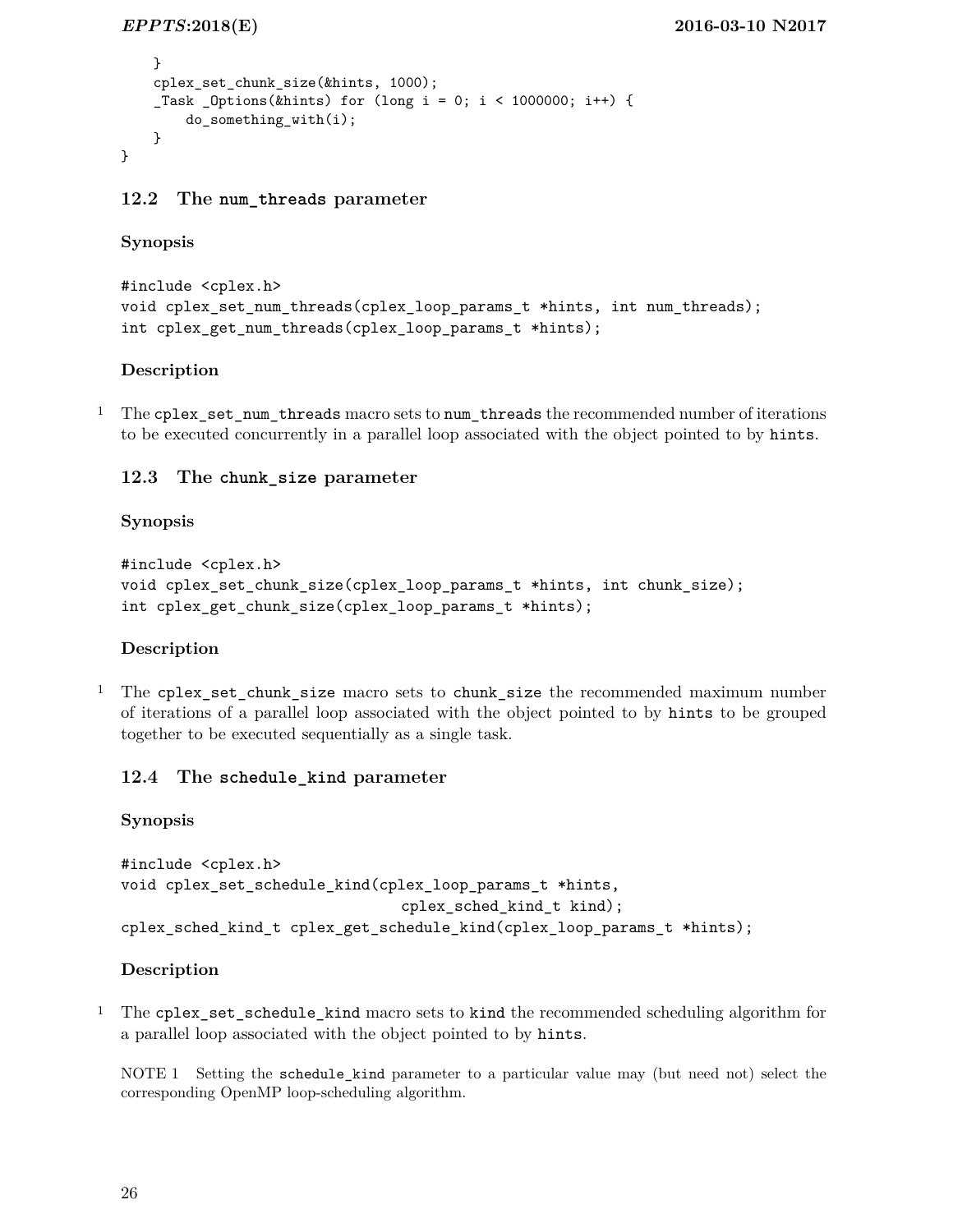```
    }
    cplex_set_chunk_size(&hints, 1000);
    _Task _Options(&hints) for (long i = 0; i < 1000000; i++) {
        do_something_with(i);
    }
}
```

### 12.2 The num_threads parameter

**Synopsis**

```
#include <cplex.h>
void cplex_set_num_threads(cplex_loop_params_t *hints, int num_threads);
int cplex_get_num_threads(cplex_loop_params_t *hints);
```

**Description**

1 The `cplex_set_num_threads` macro sets to `num_threads` the recommended number of iterations to be executed concurrently in a parallel loop associated with the object pointed to by `hints`.

### 12.3 The chunk_size parameter

**Synopsis**

```
#include <cplex.h>
void cplex_set_chunk_size(cplex_loop_params_t *hints, int chunk_size);
int cplex_get_chunk_size(cplex_loop_params_t *hints);
```

**Description**

1 The `cplex_set_chunk_size` macro sets to `chunk_size` the recommended maximum number of iterations of a parallel loop associated with the object pointed to by `hints` to be grouped together to be executed sequentially as a single task.

### 12.4 The schedule_kind parameter

**Synopsis**

```
#include <cplex.h>
void cplex_set_schedule_kind(cplex_loop_params_t *hints,
                             cplex_sched_kind_t kind);
cplex_sched_kind_t cplex_get_schedule_kind(cplex_loop_params_t *hints);
```

**Description**

1 The `cplex_set_schedule_kind` macro sets to `kind` the recommended scheduling algorithm for a parallel loop associated with the object pointed to by `hints`.

NOTE 1 Setting the `schedule_kind` parameter to a particular value may (but need not) select the corresponding OpenMP loop-scheduling algorithm.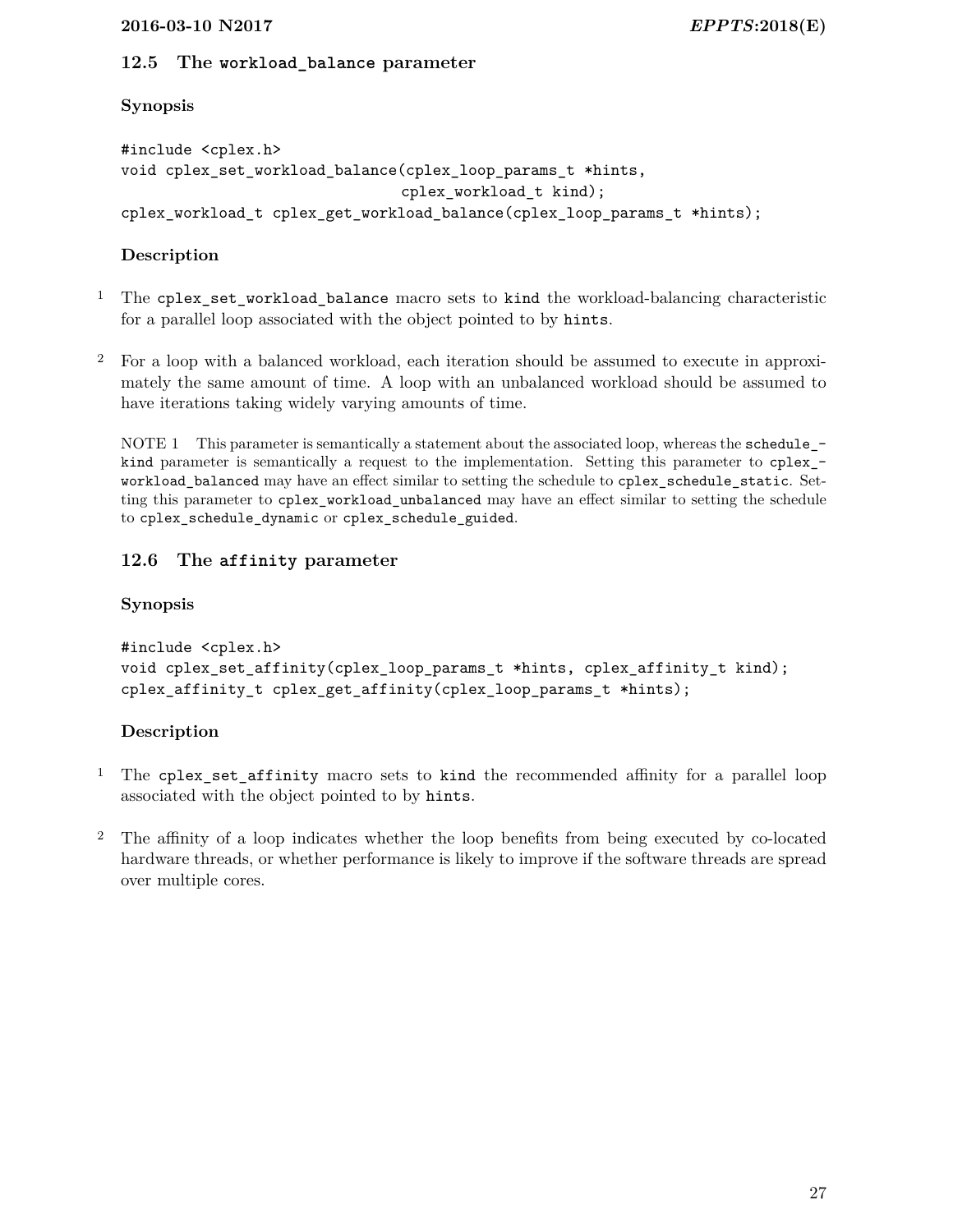### 12.5 The `workload_balance` parameter

**Synopsis**

```
#include <cplex.h>
void cplex_set_workload_balance(cplex_loop_params_t *hints,
                                cplex_workload_t kind);
cplex_workload_t cplex_get_workload_balance(cplex_loop_params_t *hints);
```

**Description**

1 The `cplex_set_workload_balance` macro sets to `kind` the workload-balancing characteristic for a parallel loop associated with the object pointed to by `hints`.

2 For a loop with a balanced workload, each iteration should be assumed to execute in approximately the same amount of time. A loop with an unbalanced workload should be assumed to have iterations taking widely varying amounts of time.

NOTE 1 This parameter is semantically a statement about the associated loop, whereas the `schedule_kind` parameter is semantically a request to the implementation. Setting this parameter to `cplex_workload_balanced` may have an effect similar to setting the schedule to `cplex_schedule_static`. Setting this parameter to `cplex_workload_unbalanced` may have an effect similar to setting the schedule to `cplex_schedule_dynamic` or `cplex_schedule_guided`.

### 12.6 The `affinity` parameter

**Synopsis**

```
#include <cplex.h>
void cplex_set_affinity(cplex_loop_params_t *hints, cplex_affinity_t kind);
cplex_affinity_t cplex_get_affinity(cplex_loop_params_t *hints);
```

**Description**

1 The `cplex_set_affinity` macro sets to `kind` the recommended affinity for a parallel loop associated with the object pointed to by `hints`.

2 The affinity of a loop indicates whether the loop benefits from being executed by co-located hardware threads, or whether performance is likely to improve if the software threads are spread over multiple cores.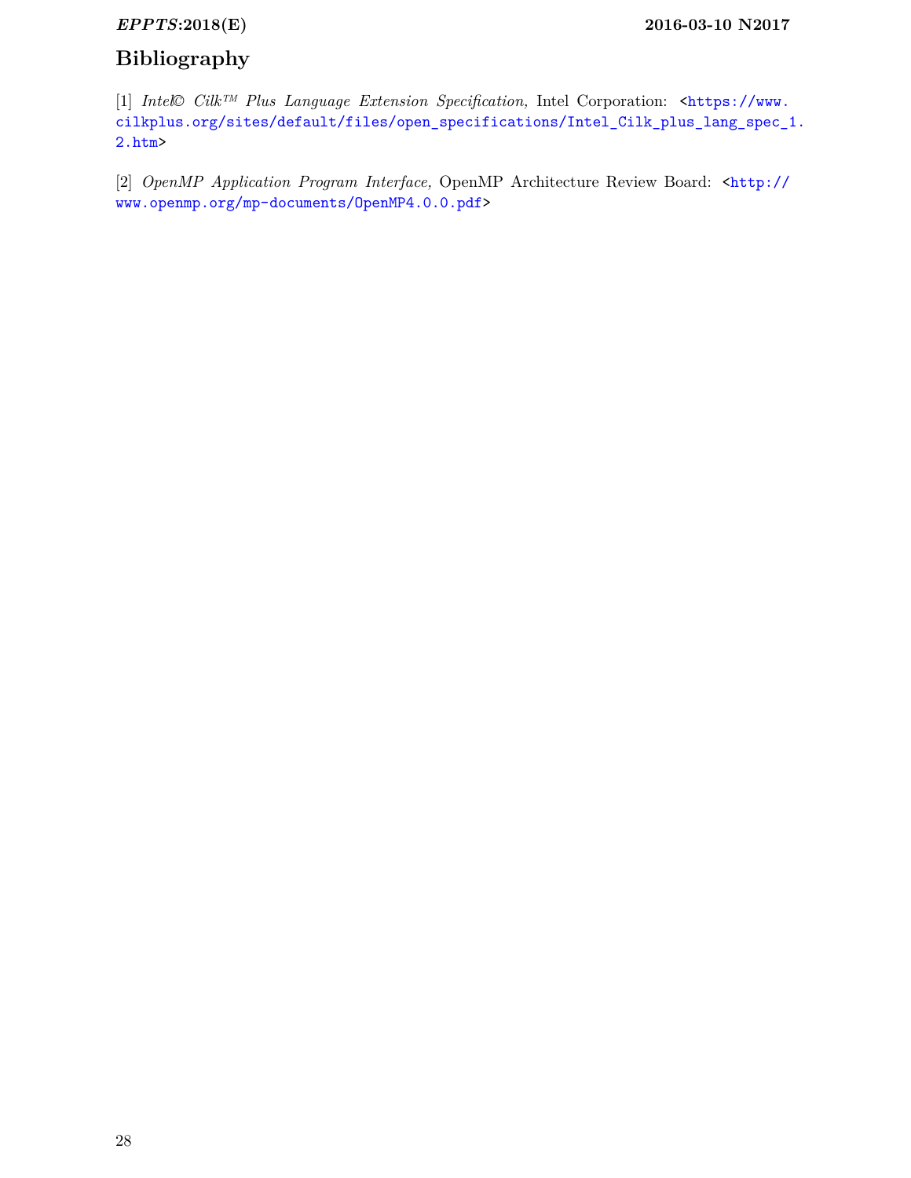# Bibliography

[1] *Intel© Cilk™ Plus Language Extension Specification,* Intel Corporation: <https://www.cilkplus.org/sites/default/files/open_specifications/Intel_Cilk_plus_lang_spec_1.2.htm>

[2] *OpenMP Application Program Interface,* OpenMP Architecture Review Board: <http://www.openmp.org/mp-documents/OpenMP4.0.0.pdf>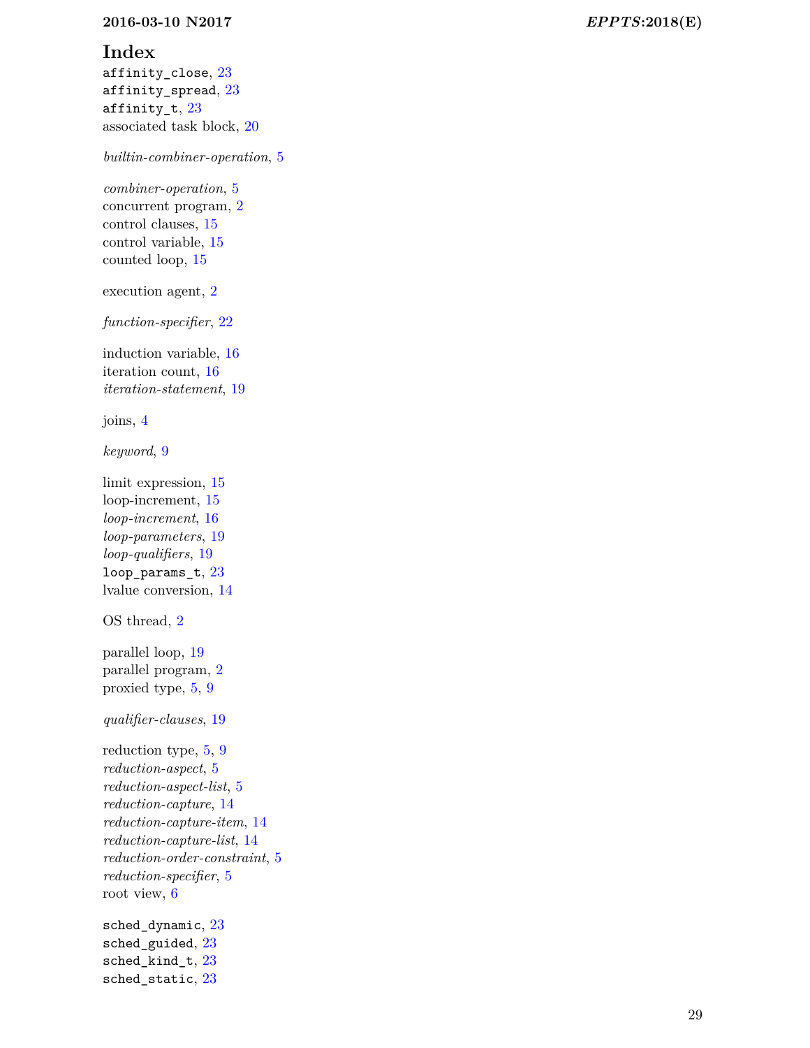# Index

`affinity_close`, 23
`affinity_spread`, 23
`affinity_t`, 23
associated task block, 20

*builtin-combiner-operation*, 5

*combiner-operation*, 5
concurrent program, 2
control clauses, 15
control variable, 15
counted loop, 15

execution agent, 2

*function-specifier*, 22

induction variable, 16
iteration count, 16
*iteration-statement*, 19

joins, 4

*keyword*, 9

limit expression, 15
loop-increment, 15
*loop-increment*, 16
*loop-parameters*, 19
*loop-qualifiers*, 19
`loop_params_t`, 23
lvalue conversion, 14

OS thread, 2

parallel loop, 19
parallel program, 2
proxied type, 5, 9

*qualifier-clauses*, 19

reduction type, 5, 9
*reduction-aspect*, 5
*reduction-aspect-list*, 5
*reduction-capture*, 14
*reduction-capture-item*, 14
*reduction-capture-list*, 14
*reduction-order-constraint*, 5
*reduction-specifier*, 5
root view, 6

`sched_dynamic`, 23
`sched_guided`, 23
`sched_kind_t`, 23
`sched_static`, 23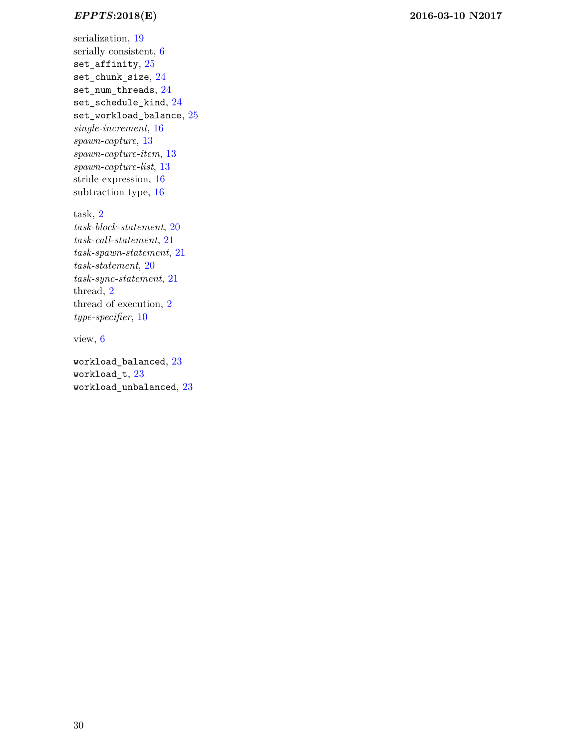serialization, 19
serially consistent, 6
`set_affinity`, 25
`set_chunk_size`, 24
`set_num_threads`, 24
`set_schedule_kind`, 24
`set_workload_balance`, 25
*single-increment*, 16
*spawn-capture*, 13
*spawn-capture-item*, 13
*spawn-capture-list*, 13
stride expression, 16
subtraction type, 16

task, 2
*task-block-statement*, 20
*task-call-statement*, 21
*task-spawn-statement*, 21
*task-statement*, 20
*task-sync-statement*, 21
thread, 2
thread of execution, 2
*type-specifier*, 10

view, 6

`workload_balanced`, 23
`workload_t`, 23
`workload_unbalanced`, 23